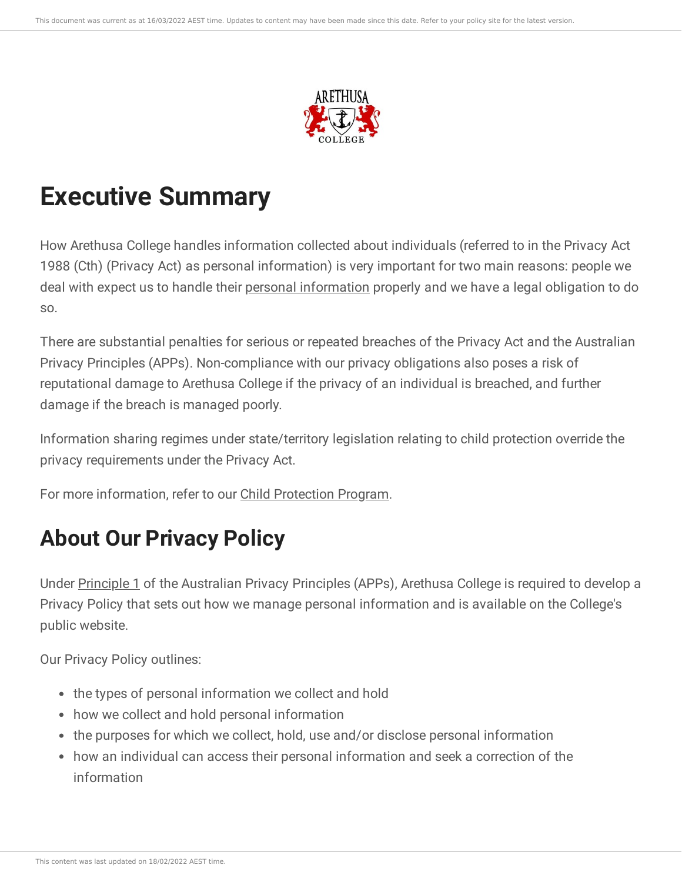# Executive Summary

How Arethusa College handles information collected about individuals (referred to in the Privacy Act 1988 (Cth) (Privacy Act) as personal information) is very important for two main reasons: people we deal with expect us to handle their personal information properly and we have a legal obligation to do so.

There are substantial penalties for serious or repeated breaches of the Privacy Act and the Australian Privacy Principles (APPs). Non-compliance with our privacy obligations also poses a risk of reputational damage to Arethusa College if the privacy of an individual is breached, and further damage if the breach is managed poorly.

Information sharing regimes under state/territory legislation relating to child protection override the privacy requirements under the Privacy Act.

For more information, refer to our Child Protection Program.

## About Our Privacy Policy

Under Principle 1 of the Australian Privacy Principles (APPs), Arethusa College is required to develop a Privacy Policy that sets out how we manage personal information and is available on the College's public website.

Our Privacy Policy outlines:

- the types of personal information we collect and hold
- how we collect and hold personal information
- the purposes for which we collect, hold, use and/or disclose personal information
- how an individual can access their personal information and seek a correction of the information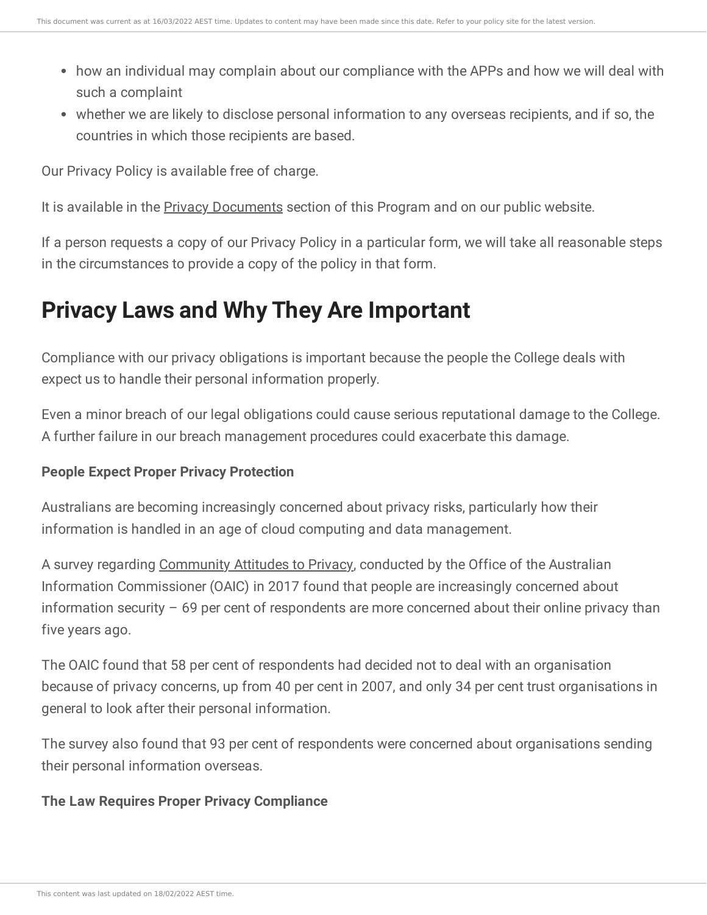- how an individual may complain about our compliance with the APPs and how we will deal with such a complaint
- whether we are likely to disclose personal information to any overseas recipients, and if so, the countries in which those recipients are based.

Our Privacy Policy is available free of charge.

It is available in the Privacy Documents section of this Program and on our public website.

If a person requests a copy of our Privacy Policy in a particular form, we will take all reasonable steps in the circumstances to provide a copy of the policy in that form.

## Privacy Laws and Why They Are Important

Compliance with our privacy obligations is important because the people the College deals with expect us to handle their personal information properly.

Even a minor breach of our legal obligations could cause serious reputational damage to the College. A further failure in our breach management procedures could exacerbate this damage.

**People Expect Proper Privacy Protection**

Australians are becoming increasingly concerned about privacy risks, particularly how their information is handled in an age of cloud computing and data management.

A survey regarding Community Attitudes to Privacy, conducted by the Office of the Australian Information Commissioner (OAIC) in 2017 found that people are increasingly concerned about information security – 69 per cent of respondents are more concerned about their online privacy than five years ago.

The OAIC found that 58 per cent of respondents had decided not to deal with an organisation because of privacy concerns, up from 40 per cent in 2007, and only 34 per cent trust organisations in general to look after their personal information.

The survey also found that 93 per cent of respondents were concerned about organisations sending their personal information overseas.

**The Law Requires Proper Privacy Compliance**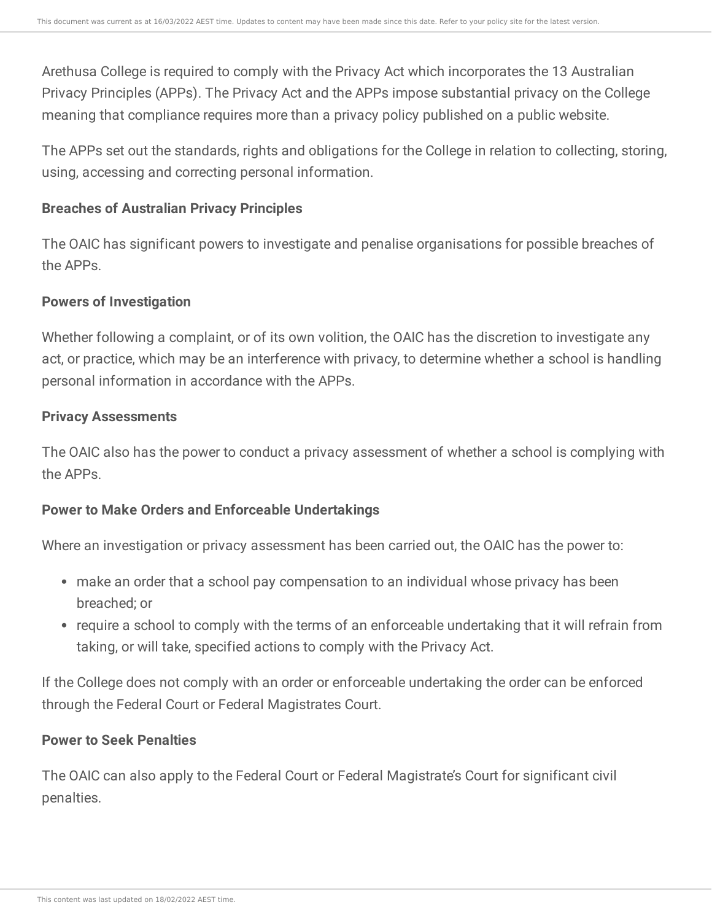Arethusa College is required to comply with the Privacy Act which incorporates the 13 Australian Privacy Principles (APPs). The Privacy Act and the APPs impose substantial privacy on the College meaning that compliance requires more than a privacy policy published on a public website.

The APPs set out the standards, rights and obligations for the College in relation to collecting, storing, using, accessing and correcting personal information.

**Breaches of Australian Privacy Principles**

The OAIC has significant powers to investigate and penalise organisations for possible breaches of the APPs.

**Powers of Investigation**

Whether following a complaint, or of its own volition, the OAIC has the discretion to investigate any act, or practice, which may be an interference with privacy, to determine whether a school is handling personal information in accordance with the APPs.

**Privacy Assessments**

The OAIC also has the power to conduct a privacy assessment of whether a school is complying with the APPs.

**Power to Make Orders and Enforceable Undertakings**

Where an investigation or privacy assessment has been carried out, the OAIC has the power to:

- make an order that a school pay compensation to an individual whose privacy has been breached; or
- require a school to comply with the terms of an enforceable undertaking that it will refrain from taking, or will take, specified actions to comply with the Privacy Act.

If the College does not comply with an order or enforceable undertaking the order can be enforced through the Federal Court or Federal Magistrates Court.

**Power to Seek Penalties**

The OAIC can also apply to the Federal Court or Federal Magistrate's Court for significant civil penalties.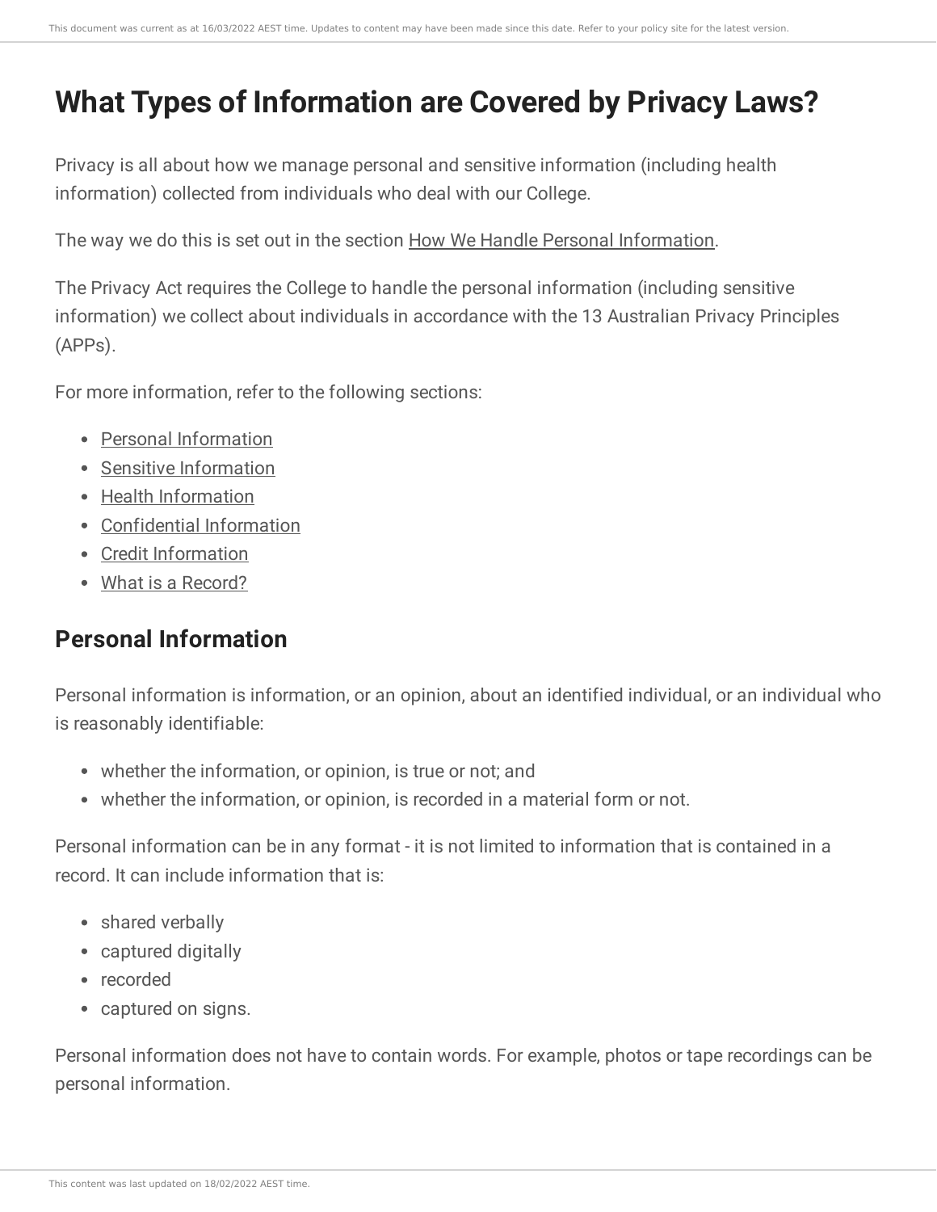# What Types of Information are Covered by Privacy Laws?

Privacy is all about how we manage personal and sensitive information (including health information) collected from individuals who deal with our College.

The way we do this is set out in the section How We Handle Personal Information.

The Privacy Act requires the College to handle the personal information (including sensitive information) we collect about individuals in accordance with the 13 Australian Privacy Principles (APPs).

For more information, refer to the following sections:

- Personal Information
- Sensitive Information
- Health Information
- Confidential Information
- Credit Information
- What is a Record?

## Personal Information

Personal information is information, or an opinion, about an identified individual, or an individual who is reasonably identifiable:

- whether the information, or opinion, is true or not; and
- whether the information, or opinion, is recorded in a material form or not.

Personal information can be in any format - it is not limited to information that is contained in a record. It can include information that is:

- shared verbally
- captured digitally
- recorded
- captured on signs.

Personal information does not have to contain words. For example, photos or tape recordings can be personal information.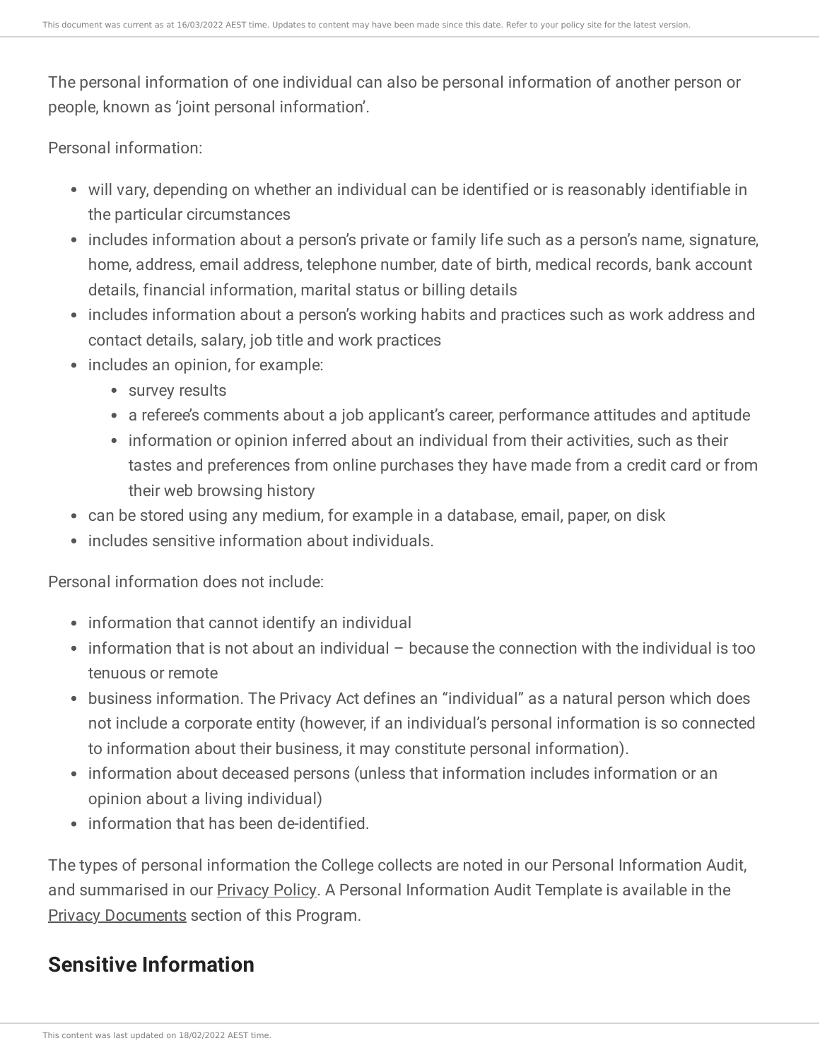The personal information of one individual can also be personal information of another person or people, known as 'joint personal information'.

Personal information:

- will vary, depending on whether an individual can be identified or is reasonably identifiable in the particular circumstances
- includes information about a person's private or family life such as a person's name, signature, home, address, email address, telephone number, date of birth, medical records, bank account details, financial information, marital status or billing details
- includes information about a person's working habits and practices such as work address and contact details, salary, job title and work practices
- includes an opinion, for example:
  - survey results
  - a referee's comments about a job applicant's career, performance attitudes and aptitude
  - information or opinion inferred about an individual from their activities, such as their tastes and preferences from online purchases they have made from a credit card or from their web browsing history
- can be stored using any medium, for example in a database, email, paper, on disk
- includes sensitive information about individuals.

Personal information does not include:

- information that cannot identify an individual
- information that is not about an individual – because the connection with the individual is too tenuous or remote
- business information. The Privacy Act defines an "individual" as a natural person which does not include a corporate entity (however, if an individual's personal information is so connected to information about their business, it may constitute personal information).
- information about deceased persons (unless that information includes information or an opinion about a living individual)
- information that has been de-identified.

The types of personal information the College collects are noted in our Personal Information Audit, and summarised in our Privacy Policy. A Personal Information Audit Template is available in the Privacy Documents section of this Program.

## Sensitive Information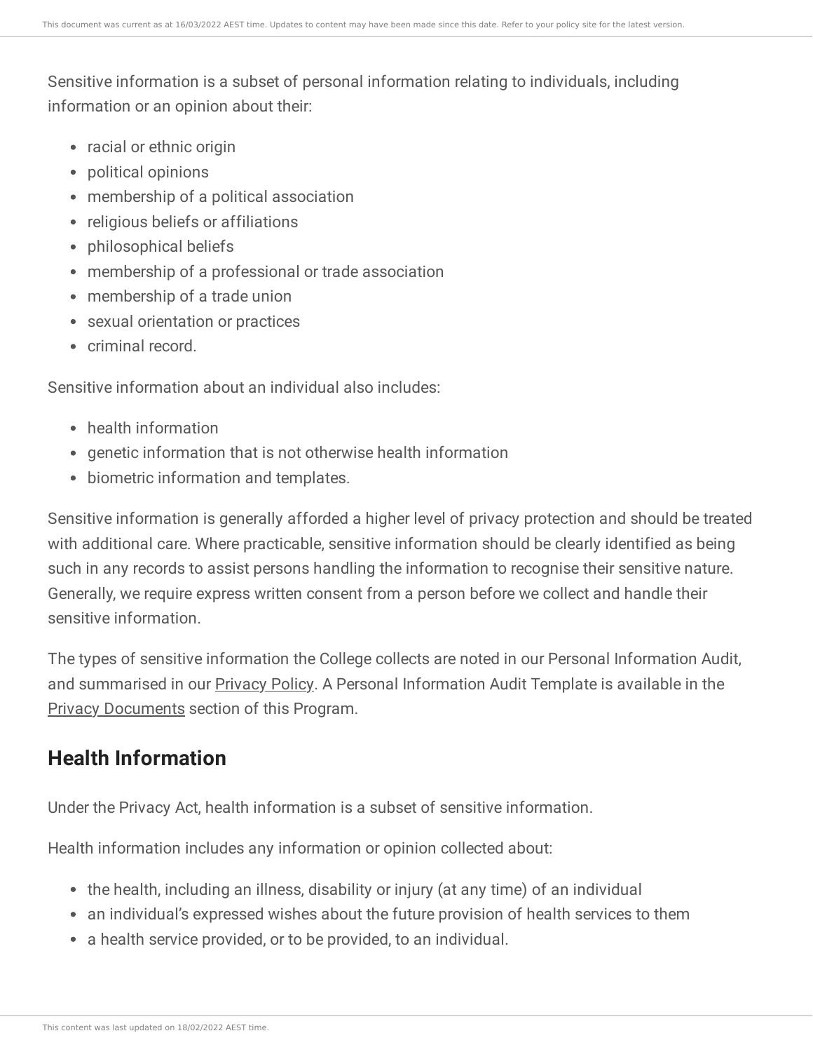Sensitive information is a subset of personal information relating to individuals, including information or an opinion about their:

- racial or ethnic origin
- political opinions
- membership of a political association
- religious beliefs or affiliations
- philosophical beliefs
- membership of a professional or trade association
- membership of a trade union
- sexual orientation or practices
- criminal record.

Sensitive information about an individual also includes:

- health information
- genetic information that is not otherwise health information
- biometric information and templates.

Sensitive information is generally afforded a higher level of privacy protection and should be treated with additional care. Where practicable, sensitive information should be clearly identified as being such in any records to assist persons handling the information to recognise their sensitive nature. Generally, we require express written consent from a person before we collect and handle their sensitive information.

The types of sensitive information the College collects are noted in our Personal Information Audit, and summarised in our Privacy Policy. A Personal Information Audit Template is available in the Privacy Documents section of this Program.

## Health Information

Under the Privacy Act, health information is a subset of sensitive information.

Health information includes any information or opinion collected about:

- the health, including an illness, disability or injury (at any time) of an individual
- an individual's expressed wishes about the future provision of health services to them
- a health service provided, or to be provided, to an individual.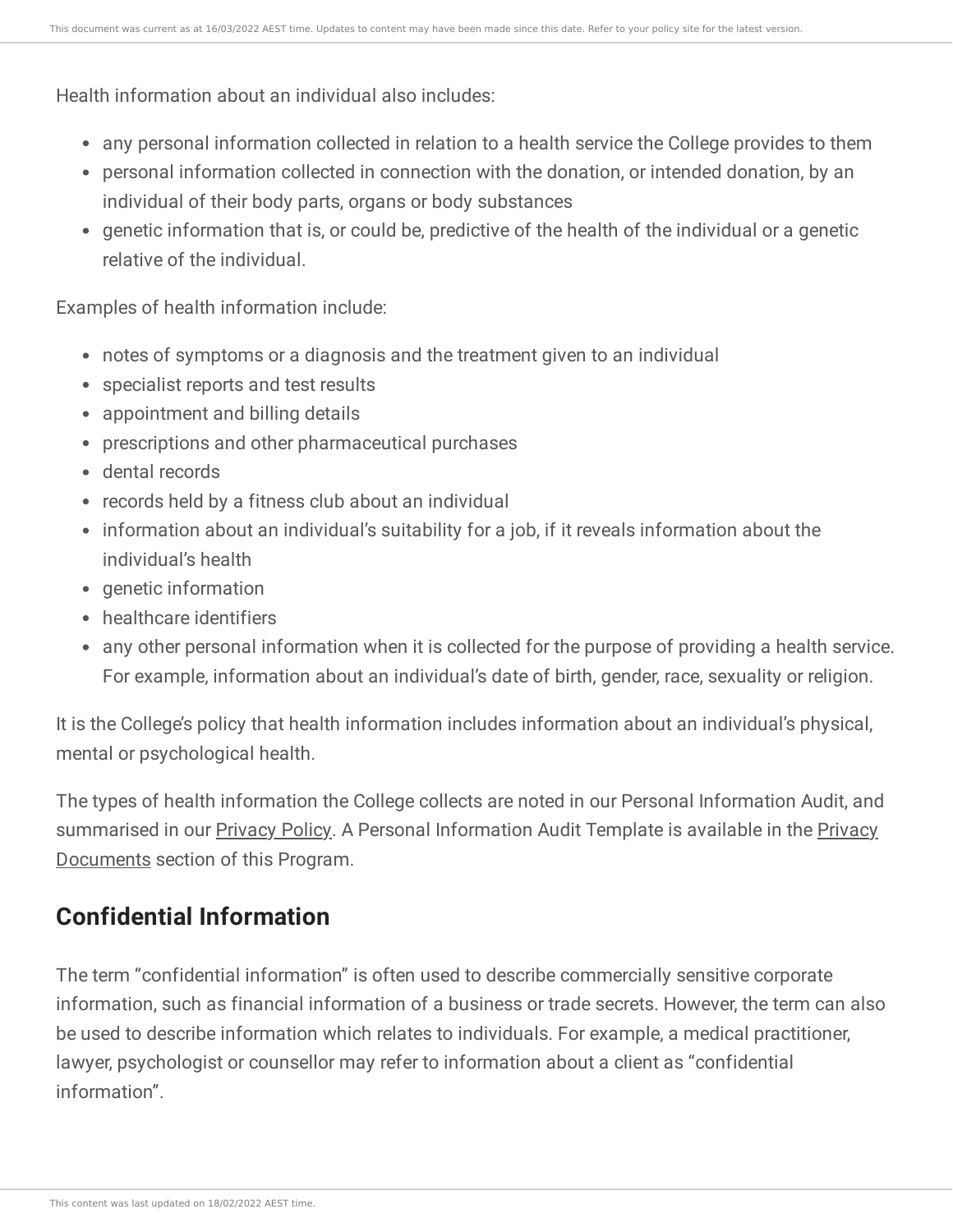Health information about an individual also includes:

- any personal information collected in relation to a health service the College provides to them
- personal information collected in connection with the donation, or intended donation, by an individual of their body parts, organs or body substances
- genetic information that is, or could be, predictive of the health of the individual or a genetic relative of the individual.

Examples of health information include:

- notes of symptoms or a diagnosis and the treatment given to an individual
- specialist reports and test results
- appointment and billing details
- prescriptions and other pharmaceutical purchases
- dental records
- records held by a fitness club about an individual
- information about an individual's suitability for a job, if it reveals information about the individual's health
- genetic information
- healthcare identifiers
- any other personal information when it is collected for the purpose of providing a health service. For example, information about an individual's date of birth, gender, race, sexuality or religion.

It is the College's policy that health information includes information about an individual's physical, mental or psychological health.

The types of health information the College collects are noted in our Personal Information Audit, and summarised in our Privacy Policy. A Personal Information Audit Template is available in the Privacy Documents section of this Program.

## Confidential Information

The term "confidential information" is often used to describe commercially sensitive corporate information, such as financial information of a business or trade secrets. However, the term can also be used to describe information which relates to individuals. For example, a medical practitioner, lawyer, psychologist or counsellor may refer to information about a client as "confidential information".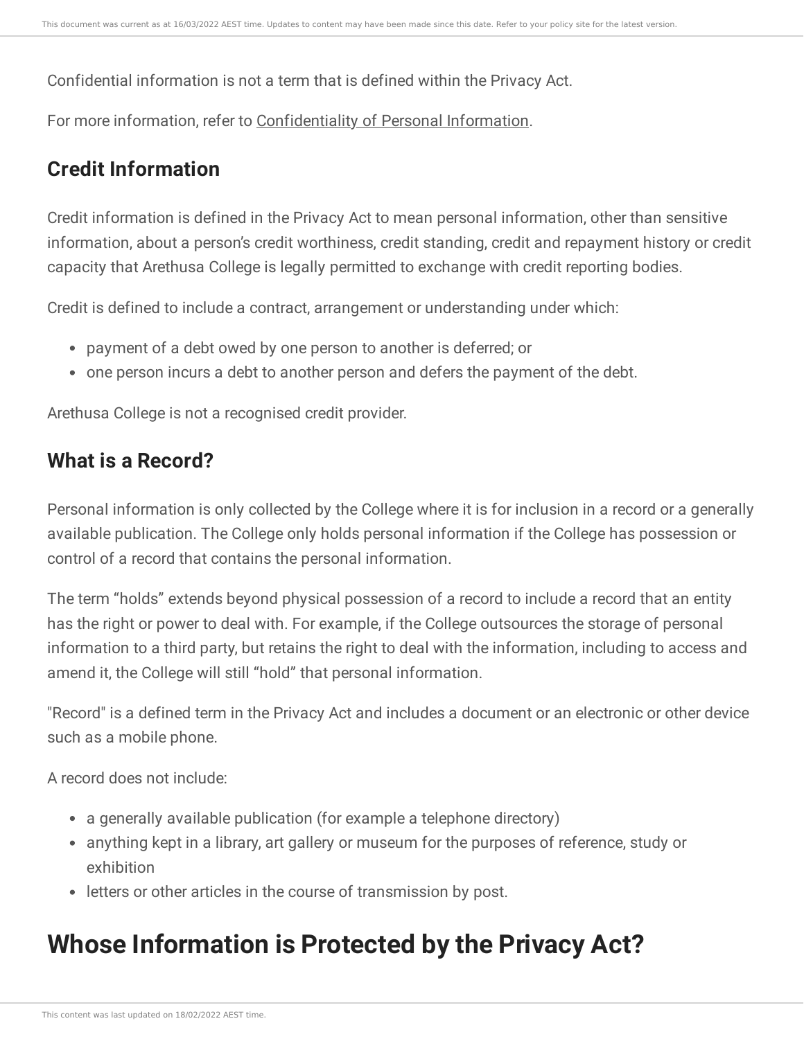Confidential information is not a term that is defined within the Privacy Act.

For more information, refer to Confidentiality of Personal Information.

## Credit Information

Credit information is defined in the Privacy Act to mean personal information, other than sensitive information, about a person's credit worthiness, credit standing, credit and repayment history or credit capacity that Arethusa College is legally permitted to exchange with credit reporting bodies.

Credit is defined to include a contract, arrangement or understanding under which:

- payment of a debt owed by one person to another is deferred; or
- one person incurs a debt to another person and defers the payment of the debt.

Arethusa College is not a recognised credit provider.

## What is a Record?

Personal information is only collected by the College where it is for inclusion in a record or a generally available publication. The College only holds personal information if the College has possession or control of a record that contains the personal information.

The term "holds" extends beyond physical possession of a record to include a record that an entity has the right or power to deal with. For example, if the College outsources the storage of personal information to a third party, but retains the right to deal with the information, including to access and amend it, the College will still "hold" that personal information.

"Record" is a defined term in the Privacy Act and includes a document or an electronic or other device such as a mobile phone.

A record does not include:

- a generally available publication (for example a telephone directory)
- anything kept in a library, art gallery or museum for the purposes of reference, study or exhibition
- letters or other articles in the course of transmission by post.

# Whose Information is Protected by the Privacy Act?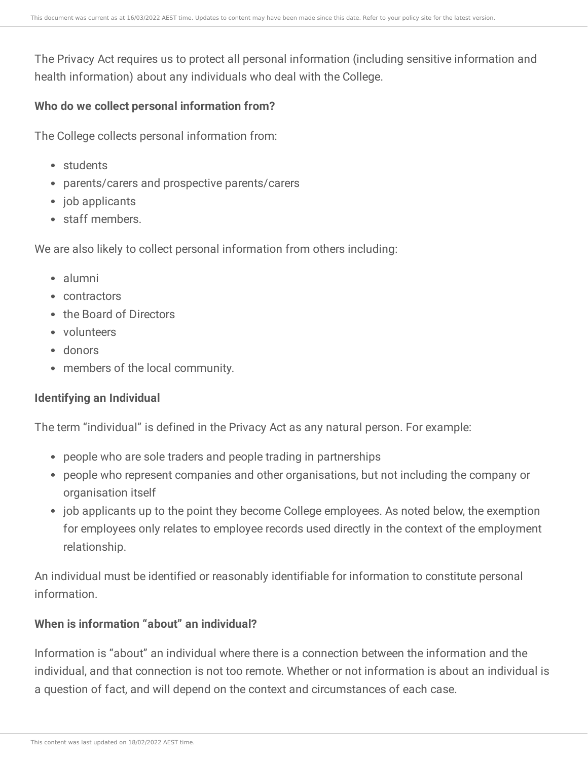The Privacy Act requires us to protect all personal information (including sensitive information and health information) about any individuals who deal with the College.

**Who do we collect personal information from?**

The College collects personal information from:

- students
- parents/carers and prospective parents/carers
- job applicants
- staff members.

We are also likely to collect personal information from others including:

- alumni
- contractors
- the Board of Directors
- volunteers
- donors
- members of the local community.

**Identifying an Individual**

The term "individual" is defined in the Privacy Act as any natural person. For example:

- people who are sole traders and people trading in partnerships
- people who represent companies and other organisations, but not including the company or organisation itself
- job applicants up to the point they become College employees. As noted below, the exemption for employees only relates to employee records used directly in the context of the employment relationship.

An individual must be identified or reasonably identifiable for information to constitute personal information.

**When is information "about" an individual?**

Information is "about" an individual where there is a connection between the information and the individual, and that connection is not too remote. Whether or not information is about an individual is a question of fact, and will depend on the context and circumstances of each case.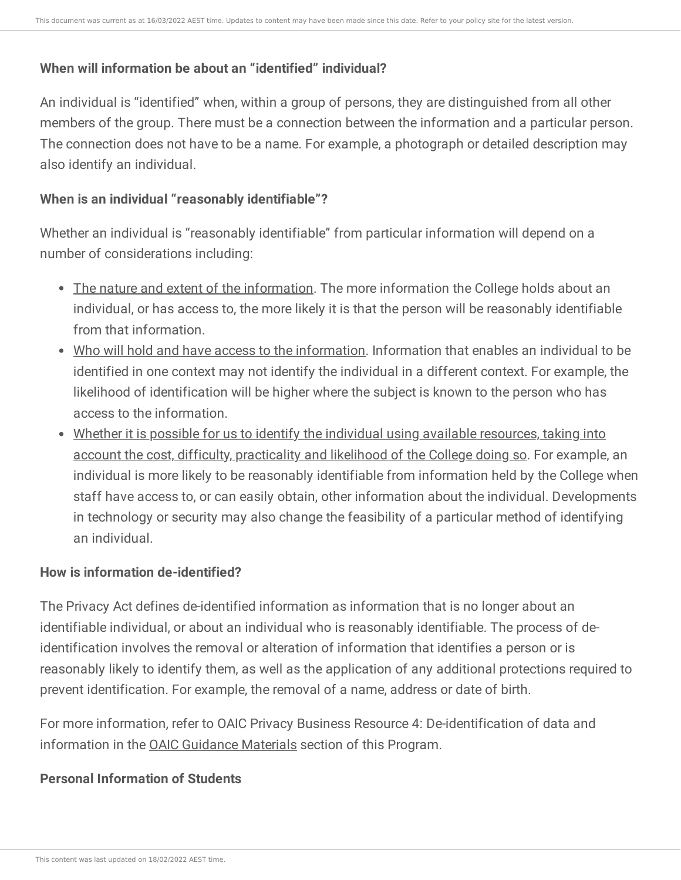**When will information be about an "identified" individual?**

An individual is "identified" when, within a group of persons, they are distinguished from all other members of the group. There must be a connection between the information and a particular person. The connection does not have to be a name. For example, a photograph or detailed description may also identify an individual.

**When is an individual "reasonably identifiable"?**

Whether an individual is "reasonably identifiable" from particular information will depend on a number of considerations including:

- The nature and extent of the information. The more information the College holds about an individual, or has access to, the more likely it is that the person will be reasonably identifiable from that information.
- Who will hold and have access to the information. Information that enables an individual to be identified in one context may not identify the individual in a different context. For example, the likelihood of identification will be higher where the subject is known to the person who has access to the information.
- Whether it is possible for us to identify the individual using available resources, taking into account the cost, difficulty, practicality and likelihood of the College doing so. For example, an individual is more likely to be reasonably identifiable from information held by the College when staff have access to, or can easily obtain, other information about the individual. Developments in technology or security may also change the feasibility of a particular method of identifying an individual.

**How is information de-identified?**

The Privacy Act defines de-identified information as information that is no longer about an identifiable individual, or about an individual who is reasonably identifiable. The process of de-identification involves the removal or alteration of information that identifies a person or is reasonably likely to identify them, as well as the application of any additional protections required to prevent identification. For example, the removal of a name, address or date of birth.

For more information, refer to OAIC Privacy Business Resource 4: De-identification of data and information in the OAIC Guidance Materials section of this Program.

**Personal Information of Students**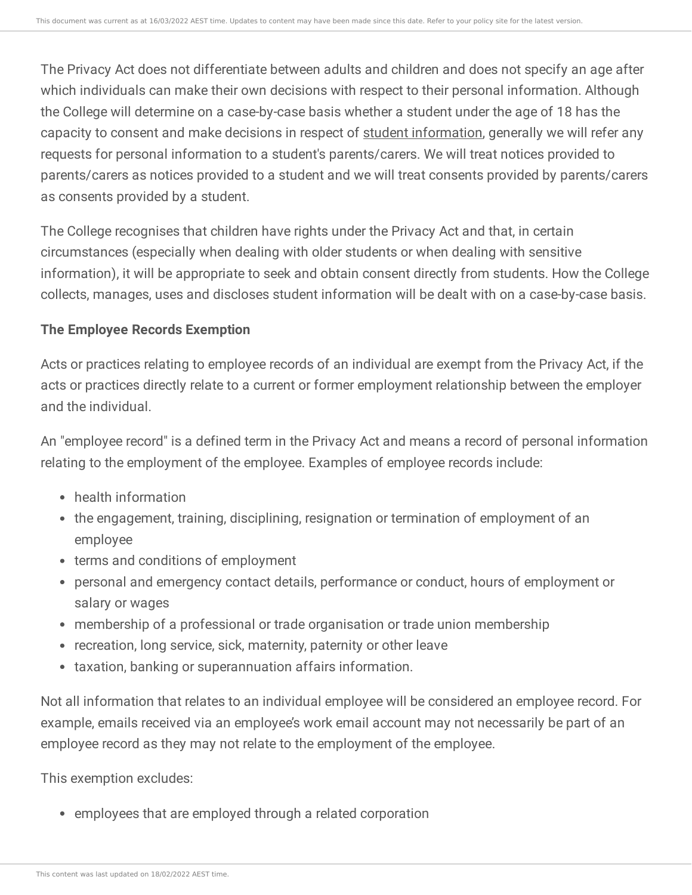The Privacy Act does not differentiate between adults and children and does not specify an age after which individuals can make their own decisions with respect to their personal information. Although the College will determine on a case-by-case basis whether a student under the age of 18 has the capacity to consent and make decisions in respect of student information, generally we will refer any requests for personal information to a student's parents/carers. We will treat notices provided to parents/carers as notices provided to a student and we will treat consents provided by parents/carers as consents provided by a student.

The College recognises that children have rights under the Privacy Act and that, in certain circumstances (especially when dealing with older students or when dealing with sensitive information), it will be appropriate to seek and obtain consent directly from students. How the College collects, manages, uses and discloses student information will be dealt with on a case-by-case basis.

**The Employee Records Exemption**

Acts or practices relating to employee records of an individual are exempt from the Privacy Act, if the acts or practices directly relate to a current or former employment relationship between the employer and the individual.

An "employee record" is a defined term in the Privacy Act and means a record of personal information relating to the employment of the employee. Examples of employee records include:

- health information
- the engagement, training, disciplining, resignation or termination of employment of an employee
- terms and conditions of employment
- personal and emergency contact details, performance or conduct, hours of employment or salary or wages
- membership of a professional or trade organisation or trade union membership
- recreation, long service, sick, maternity, paternity or other leave
- taxation, banking or superannuation affairs information.

Not all information that relates to an individual employee will be considered an employee record. For example, emails received via an employee's work email account may not necessarily be part of an employee record as they may not relate to the employment of the employee.

This exemption excludes:

- employees that are employed through a related corporation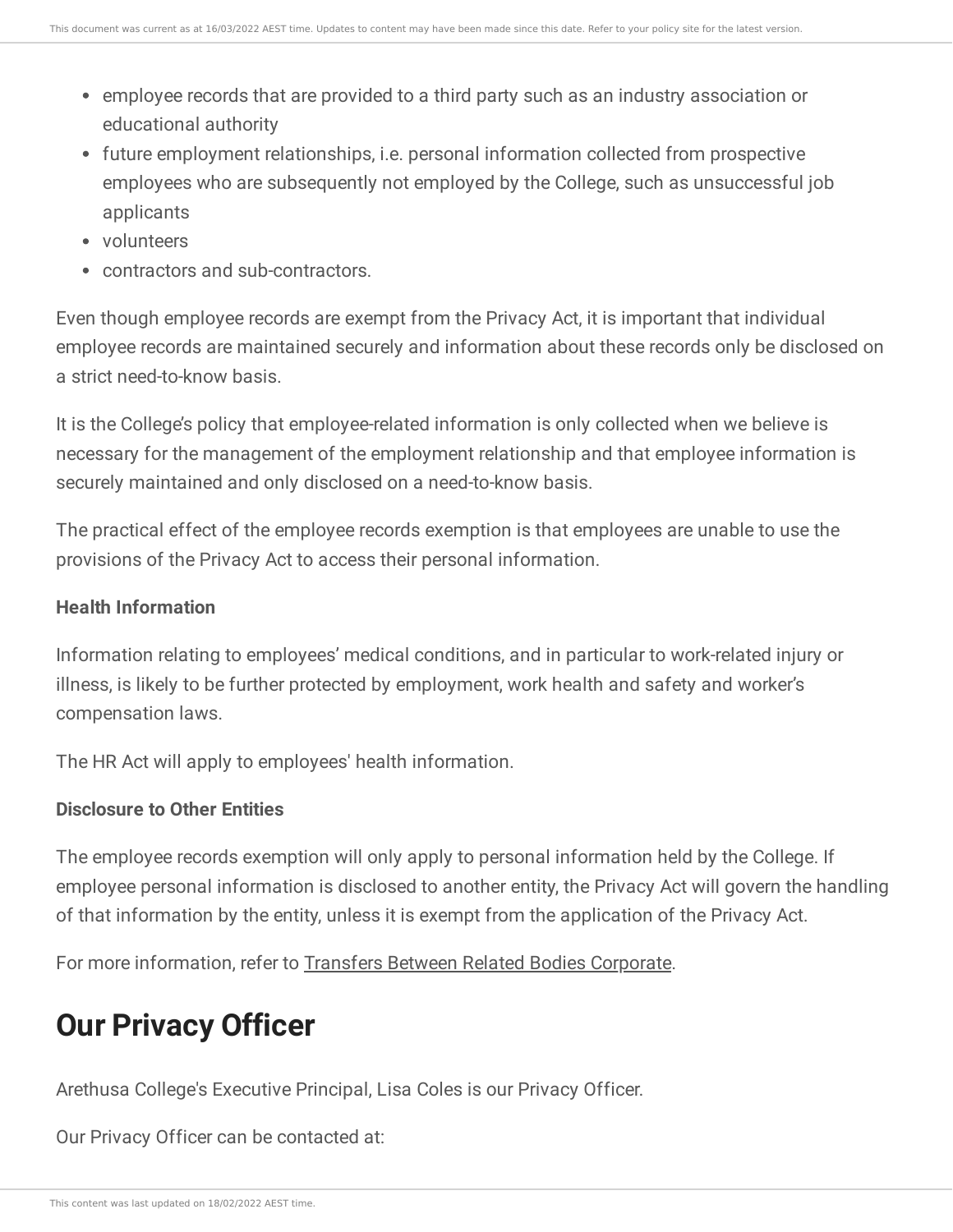- employee records that are provided to a third party such as an industry association or educational authority
- future employment relationships, i.e. personal information collected from prospective employees who are subsequently not employed by the College, such as unsuccessful job applicants
- volunteers
- contractors and sub-contractors.

Even though employee records are exempt from the Privacy Act, it is important that individual employee records are maintained securely and information about these records only be disclosed on a strict need-to-know basis.

It is the College's policy that employee-related information is only collected when we believe is necessary for the management of the employment relationship and that employee information is securely maintained and only disclosed on a need-to-know basis.

The practical effect of the employee records exemption is that employees are unable to use the provisions of the Privacy Act to access their personal information.

**Health Information**

Information relating to employees' medical conditions, and in particular to work-related injury or illness, is likely to be further protected by employment, work health and safety and worker's compensation laws.

The HR Act will apply to employees' health information.

**Disclosure to Other Entities**

The employee records exemption will only apply to personal information held by the College. If employee personal information is disclosed to another entity, the Privacy Act will govern the handling of that information by the entity, unless it is exempt from the application of the Privacy Act.

For more information, refer to Transfers Between Related Bodies Corporate.

# Our Privacy Officer

Arethusa College's Executive Principal, Lisa Coles is our Privacy Officer.

Our Privacy Officer can be contacted at: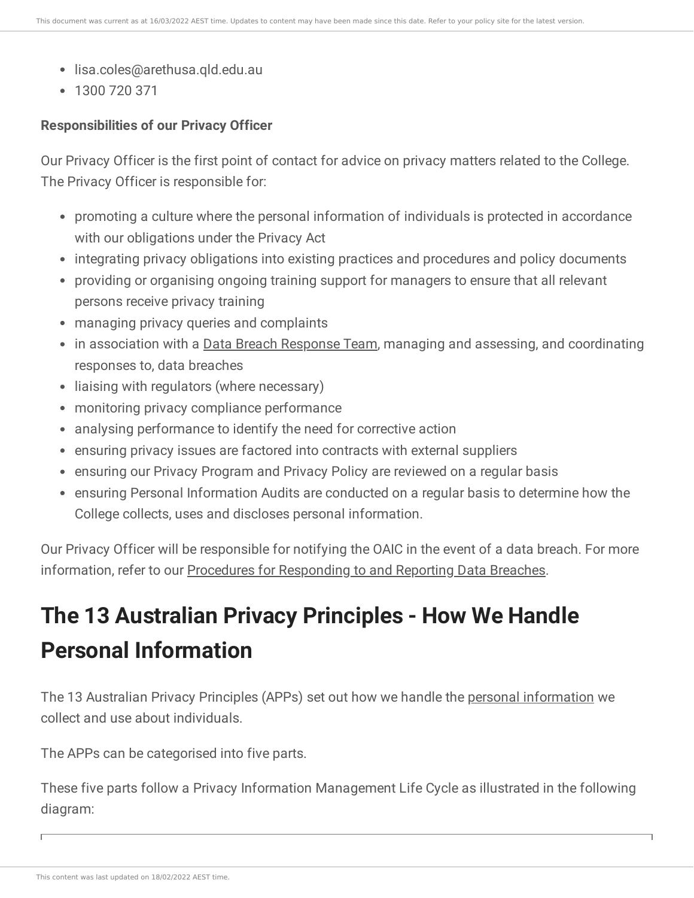- lisa.coles@arethusa.qld.edu.au
- 1300 720 371

**Responsibilities of our Privacy Officer**

Our Privacy Officer is the first point of contact for advice on privacy matters related to the College. The Privacy Officer is responsible for:

- promoting a culture where the personal information of individuals is protected in accordance with our obligations under the Privacy Act
- integrating privacy obligations into existing practices and procedures and policy documents
- providing or organising ongoing training support for managers to ensure that all relevant persons receive privacy training
- managing privacy queries and complaints
- in association with a Data Breach Response Team, managing and assessing, and coordinating responses to, data breaches
- liaising with regulators (where necessary)
- monitoring privacy compliance performance
- analysing performance to identify the need for corrective action
- ensuring privacy issues are factored into contracts with external suppliers
- ensuring our Privacy Program and Privacy Policy are reviewed on a regular basis
- ensuring Personal Information Audits are conducted on a regular basis to determine how the College collects, uses and discloses personal information.

Our Privacy Officer will be responsible for notifying the OAIC in the event of a data breach. For more information, refer to our Procedures for Responding to and Reporting Data Breaches.

# The 13 Australian Privacy Principles - How We Handle Personal Information

The 13 Australian Privacy Principles (APPs) set out how we handle the personal information we collect and use about individuals.

The APPs can be categorised into five parts.

These five parts follow a Privacy Information Management Life Cycle as illustrated in the following diagram: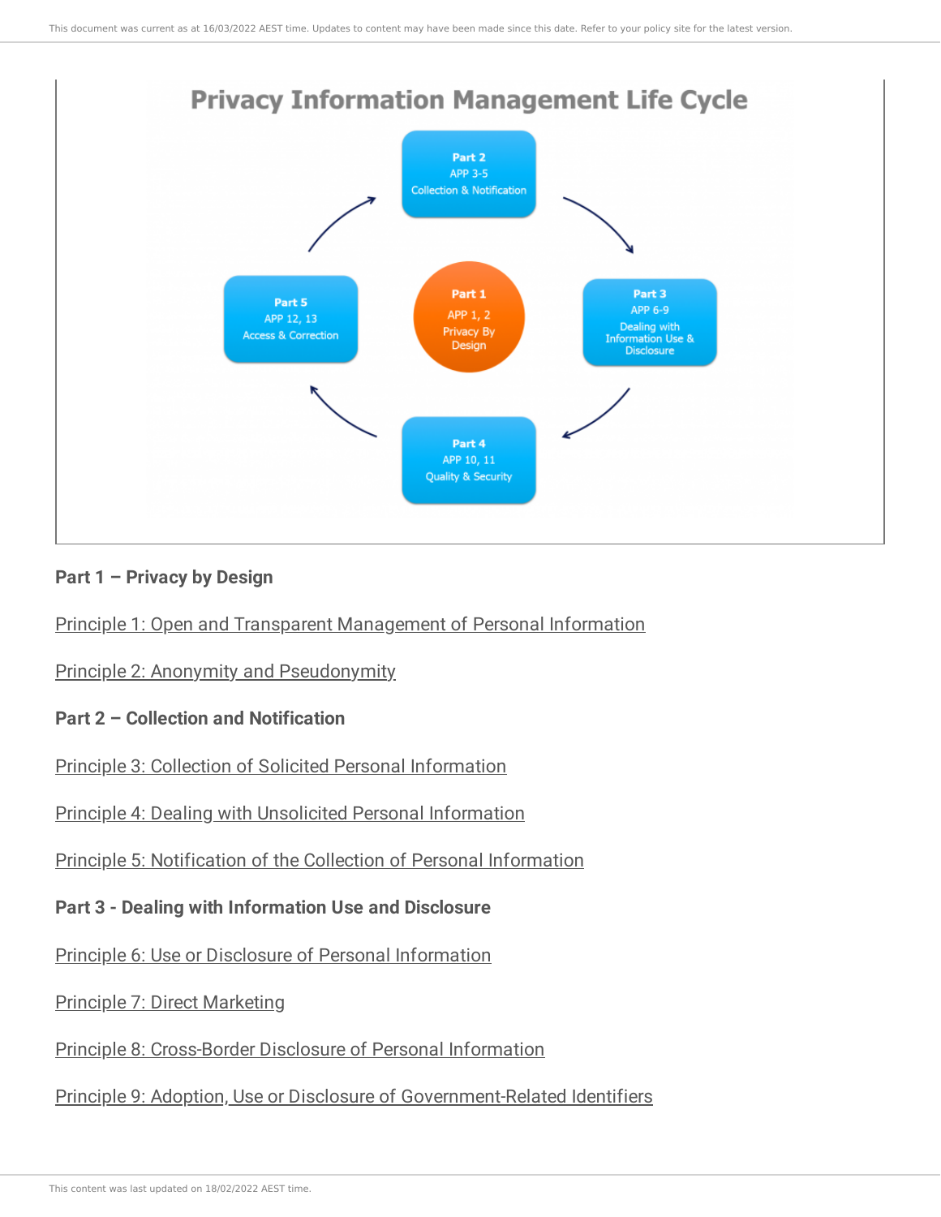**Privacy Information Management Life Cycle**

**Part 1 – Privacy by Design**

Principle 1: Open and Transparent Management of Personal Information

Principle 2: Anonymity and Pseudonymity

**Part 2 – Collection and Notification**

Principle 3: Collection of Solicited Personal Information

Principle 4: Dealing with Unsolicited Personal Information

Principle 5: Notification of the Collection of Personal Information

**Part 3 - Dealing with Information Use and Disclosure**

Principle 6: Use or Disclosure of Personal Information

Principle 7: Direct Marketing

Principle 8: Cross-Border Disclosure of Personal Information

Principle 9: Adoption, Use or Disclosure of Government-Related Identifiers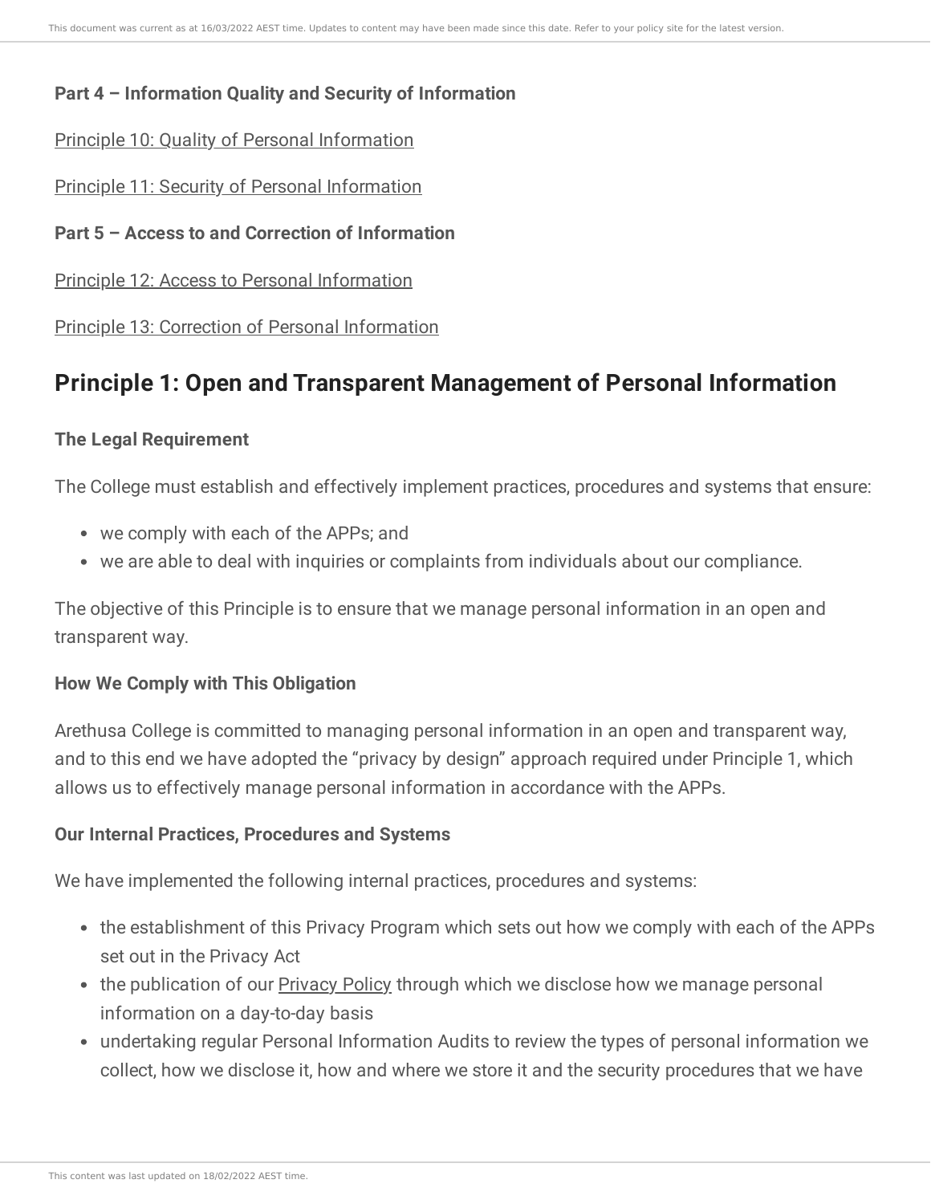**Part 4 – Information Quality and Security of Information**

Principle 10: Quality of Personal Information

Principle 11: Security of Personal Information

**Part 5 – Access to and Correction of Information**

Principle 12: Access to Personal Information

Principle 13: Correction of Personal Information

## Principle 1: Open and Transparent Management of Personal Information

**The Legal Requirement**

The College must establish and effectively implement practices, procedures and systems that ensure:

- we comply with each of the APPs; and
- we are able to deal with inquiries or complaints from individuals about our compliance.

The objective of this Principle is to ensure that we manage personal information in an open and transparent way.

**How We Comply with This Obligation**

Arethusa College is committed to managing personal information in an open and transparent way, and to this end we have adopted the "privacy by design" approach required under Principle 1, which allows us to effectively manage personal information in accordance with the APPs.

**Our Internal Practices, Procedures and Systems**

We have implemented the following internal practices, procedures and systems:

- the establishment of this Privacy Program which sets out how we comply with each of the APPs set out in the Privacy Act
- the publication of our Privacy Policy through which we disclose how we manage personal information on a day-to-day basis
- undertaking regular Personal Information Audits to review the types of personal information we collect, how we disclose it, how and where we store it and the security procedures that we have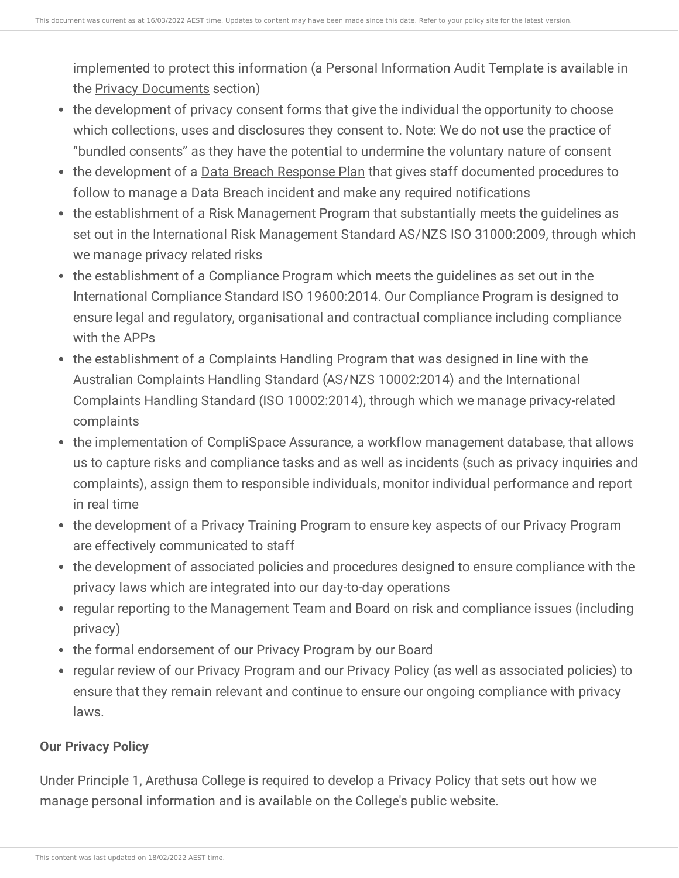implemented to protect this information (a Personal Information Audit Template is available in the Privacy Documents section)

- the development of privacy consent forms that give the individual the opportunity to choose which collections, uses and disclosures they consent to. Note: We do not use the practice of "bundled consents" as they have the potential to undermine the voluntary nature of consent
- the development of a Data Breach Response Plan that gives staff documented procedures to follow to manage a Data Breach incident and make any required notifications
- the establishment of a Risk Management Program that substantially meets the guidelines as set out in the International Risk Management Standard AS/NZS ISO 31000:2009, through which we manage privacy related risks
- the establishment of a Compliance Program which meets the guidelines as set out in the International Compliance Standard ISO 19600:2014. Our Compliance Program is designed to ensure legal and regulatory, organisational and contractual compliance including compliance with the APPs
- the establishment of a Complaints Handling Program that was designed in line with the Australian Complaints Handling Standard (AS/NZS 10002:2014) and the International Complaints Handling Standard (ISO 10002:2014), through which we manage privacy-related complaints
- the implementation of CompliSpace Assurance, a workflow management database, that allows us to capture risks and compliance tasks and as well as incidents (such as privacy inquiries and complaints), assign them to responsible individuals, monitor individual performance and report in real time
- the development of a Privacy Training Program to ensure key aspects of our Privacy Program are effectively communicated to staff
- the development of associated policies and procedures designed to ensure compliance with the privacy laws which are integrated into our day-to-day operations
- regular reporting to the Management Team and Board on risk and compliance issues (including privacy)
- the formal endorsement of our Privacy Program by our Board
- regular review of our Privacy Program and our Privacy Policy (as well as associated policies) to ensure that they remain relevant and continue to ensure our ongoing compliance with privacy laws.

**Our Privacy Policy**

Under Principle 1, Arethusa College is required to develop a Privacy Policy that sets out how we manage personal information and is available on the College's public website.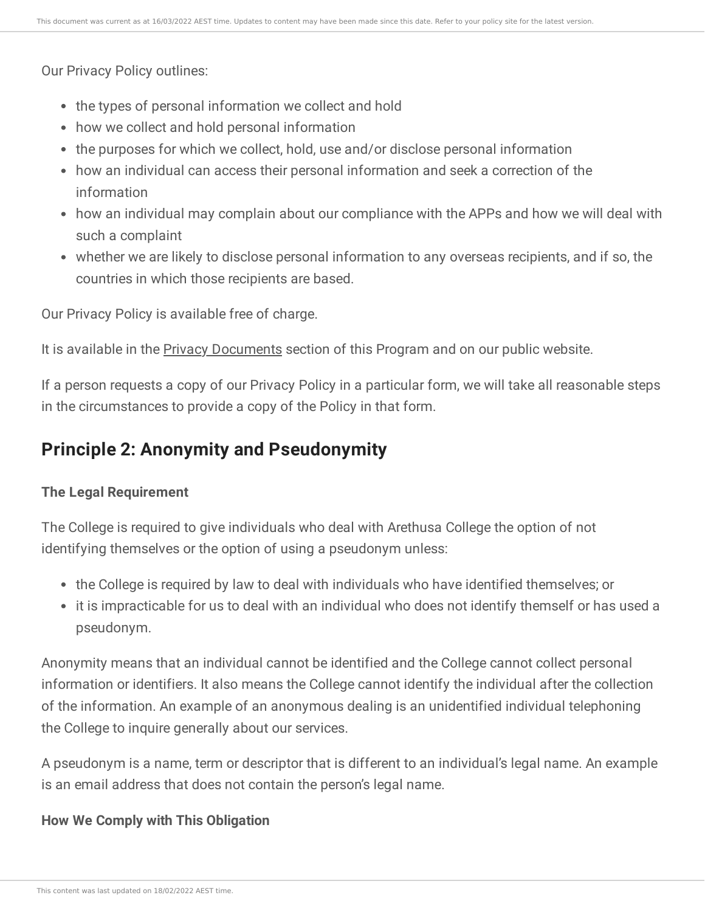Our Privacy Policy outlines:

- the types of personal information we collect and hold
- how we collect and hold personal information
- the purposes for which we collect, hold, use and/or disclose personal information
- how an individual can access their personal information and seek a correction of the information
- how an individual may complain about our compliance with the APPs and how we will deal with such a complaint
- whether we are likely to disclose personal information to any overseas recipients, and if so, the countries in which those recipients are based.

Our Privacy Policy is available free of charge.

It is available in the Privacy Documents section of this Program and on our public website.

If a person requests a copy of our Privacy Policy in a particular form, we will take all reasonable steps in the circumstances to provide a copy of the Policy in that form.

## Principle 2: Anonymity and Pseudonymity

### The Legal Requirement

The College is required to give individuals who deal with Arethusa College the option of not identifying themselves or the option of using a pseudonym unless:

- the College is required by law to deal with individuals who have identified themselves; or
- it is impracticable for us to deal with an individual who does not identify themself or has used a pseudonym.

Anonymity means that an individual cannot be identified and the College cannot collect personal information or identifiers. It also means the College cannot identify the individual after the collection of the information. An example of an anonymous dealing is an unidentified individual telephoning the College to inquire generally about our services.

A pseudonym is a name, term or descriptor that is different to an individual's legal name. An example is an email address that does not contain the person's legal name.

### How We Comply with This Obligation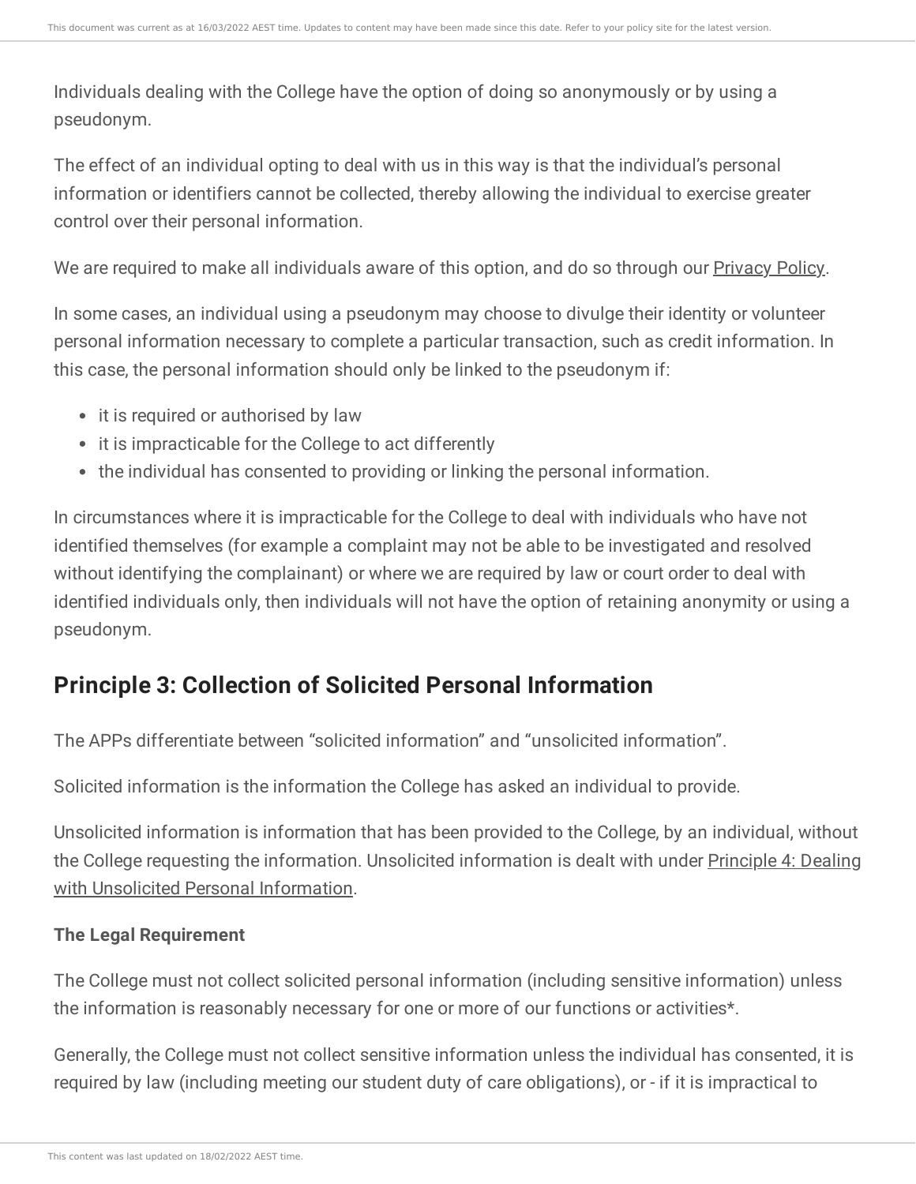Individuals dealing with the College have the option of doing so anonymously or by using a pseudonym.

The effect of an individual opting to deal with us in this way is that the individual's personal information or identifiers cannot be collected, thereby allowing the individual to exercise greater control over their personal information.

We are required to make all individuals aware of this option, and do so through our Privacy Policy.

In some cases, an individual using a pseudonym may choose to divulge their identity or volunteer personal information necessary to complete a particular transaction, such as credit information. In this case, the personal information should only be linked to the pseudonym if:

- it is required or authorised by law
- it is impracticable for the College to act differently
- the individual has consented to providing or linking the personal information.

In circumstances where it is impracticable for the College to deal with individuals who have not identified themselves (for example a complaint may not be able to be investigated and resolved without identifying the complainant) or where we are required by law or court order to deal with identified individuals only, then individuals will not have the option of retaining anonymity or using a pseudonym.

## Principle 3: Collection of Solicited Personal Information

The APPs differentiate between "solicited information" and "unsolicited information".

Solicited information is the information the College has asked an individual to provide.

Unsolicited information is information that has been provided to the College, by an individual, without the College requesting the information. Unsolicited information is dealt with under Principle 4: Dealing with Unsolicited Personal Information.

**The Legal Requirement**

The College must not collect solicited personal information (including sensitive information) unless the information is reasonably necessary for one or more of our functions or activities*.

Generally, the College must not collect sensitive information unless the individual has consented, it is required by law (including meeting our student duty of care obligations), or - if it is impractical to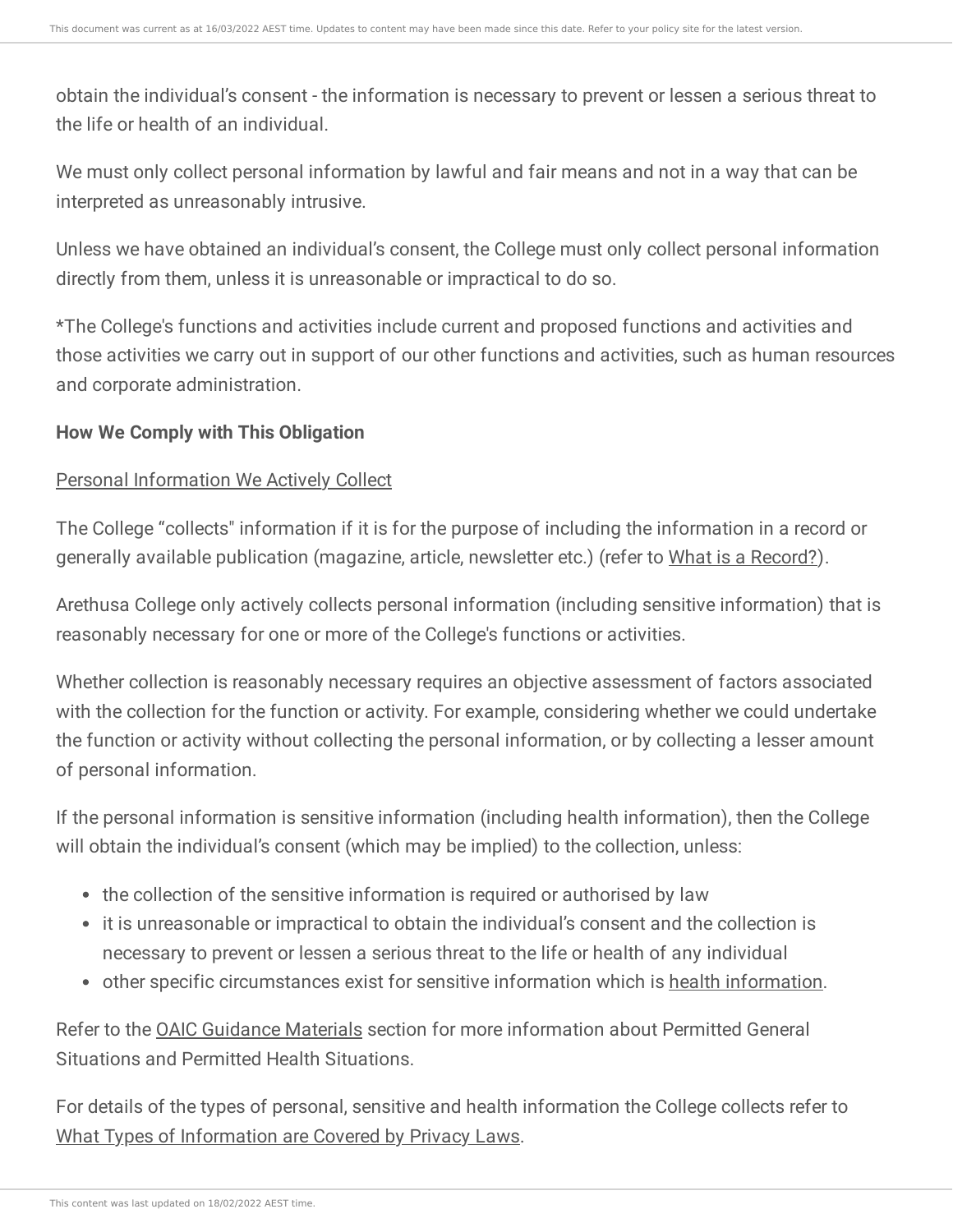obtain the individual's consent - the information is necessary to prevent or lessen a serious threat to the life or health of an individual.

We must only collect personal information by lawful and fair means and not in a way that can be interpreted as unreasonably intrusive.

Unless we have obtained an individual's consent, the College must only collect personal information directly from them, unless it is unreasonable or impractical to do so.

*The College's functions and activities include current and proposed functions and activities and those activities we carry out in support of our other functions and activities, such as human resources and corporate administration.

**How We Comply with This Obligation**

Personal Information We Actively Collect

The College "collects" information if it is for the purpose of including the information in a record or generally available publication (magazine, article, newsletter etc.) (refer to What is a Record?).

Arethusa College only actively collects personal information (including sensitive information) that is reasonably necessary for one or more of the College's functions or activities.

Whether collection is reasonably necessary requires an objective assessment of factors associated with the collection for the function or activity. For example, considering whether we could undertake the function or activity without collecting the personal information, or by collecting a lesser amount of personal information.

If the personal information is sensitive information (including health information), then the College will obtain the individual's consent (which may be implied) to the collection, unless:

- the collection of the sensitive information is required or authorised by law
- it is unreasonable or impractical to obtain the individual's consent and the collection is necessary to prevent or lessen a serious threat to the life or health of any individual
- other specific circumstances exist for sensitive information which is health information.

Refer to the OAIC Guidance Materials section for more information about Permitted General Situations and Permitted Health Situations.

For details of the types of personal, sensitive and health information the College collects refer to What Types of Information are Covered by Privacy Laws.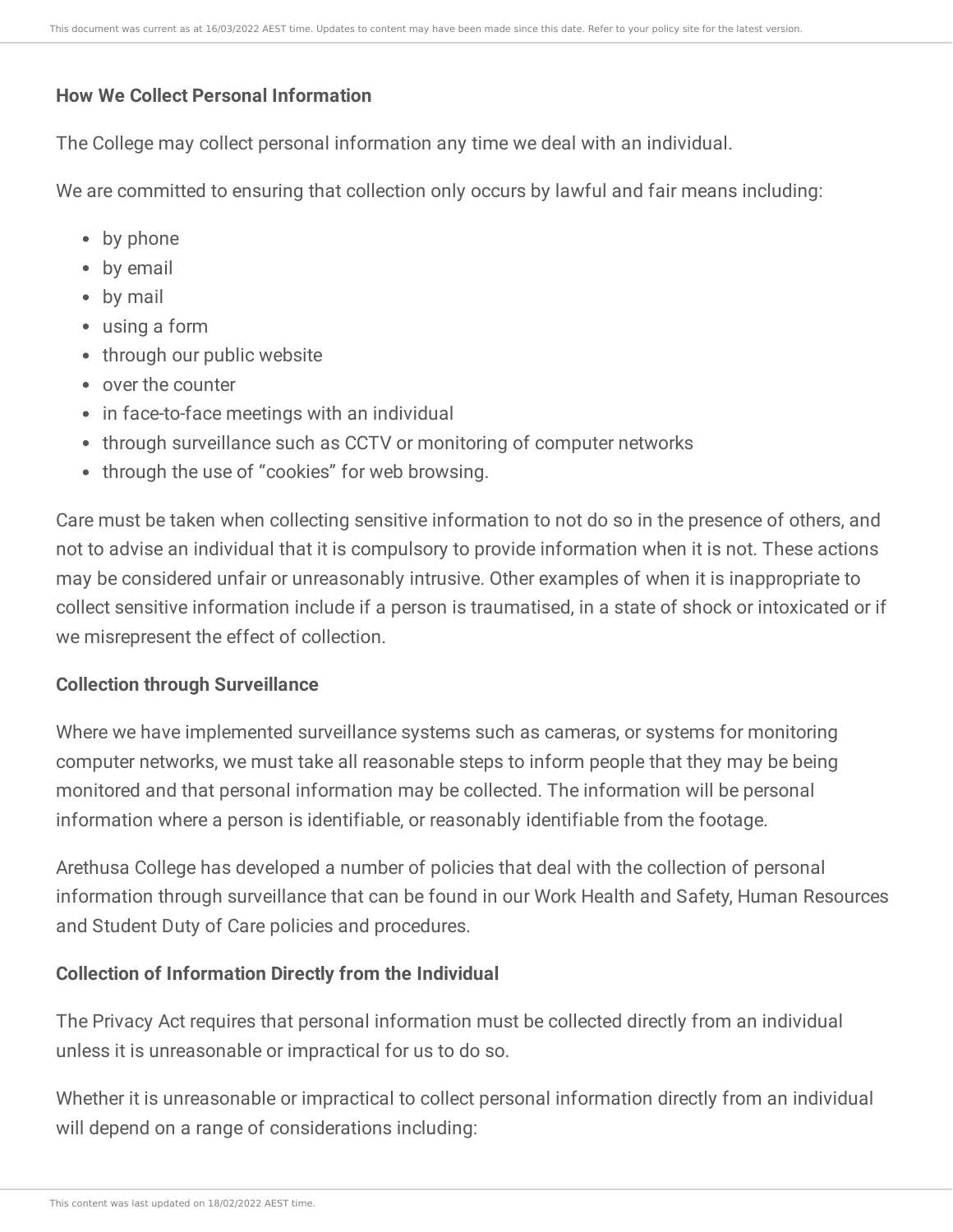**How We Collect Personal Information**

The College may collect personal information any time we deal with an individual.

We are committed to ensuring that collection only occurs by lawful and fair means including:

- by phone
- by email
- by mail
- using a form
- through our public website
- over the counter
- in face-to-face meetings with an individual
- through surveillance such as CCTV or monitoring of computer networks
- through the use of "cookies" for web browsing.

Care must be taken when collecting sensitive information to not do so in the presence of others, and not to advise an individual that it is compulsory to provide information when it is not. These actions may be considered unfair or unreasonably intrusive. Other examples of when it is inappropriate to collect sensitive information include if a person is traumatised, in a state of shock or intoxicated or if we misrepresent the effect of collection.

**Collection through Surveillance**

Where we have implemented surveillance systems such as cameras, or systems for monitoring computer networks, we must take all reasonable steps to inform people that they may be being monitored and that personal information may be collected. The information will be personal information where a person is identifiable, or reasonably identifiable from the footage.

Arethusa College has developed a number of policies that deal with the collection of personal information through surveillance that can be found in our Work Health and Safety, Human Resources and Student Duty of Care policies and procedures.

**Collection of Information Directly from the Individual**

The Privacy Act requires that personal information must be collected directly from an individual unless it is unreasonable or impractical for us to do so.

Whether it is unreasonable or impractical to collect personal information directly from an individual will depend on a range of considerations including: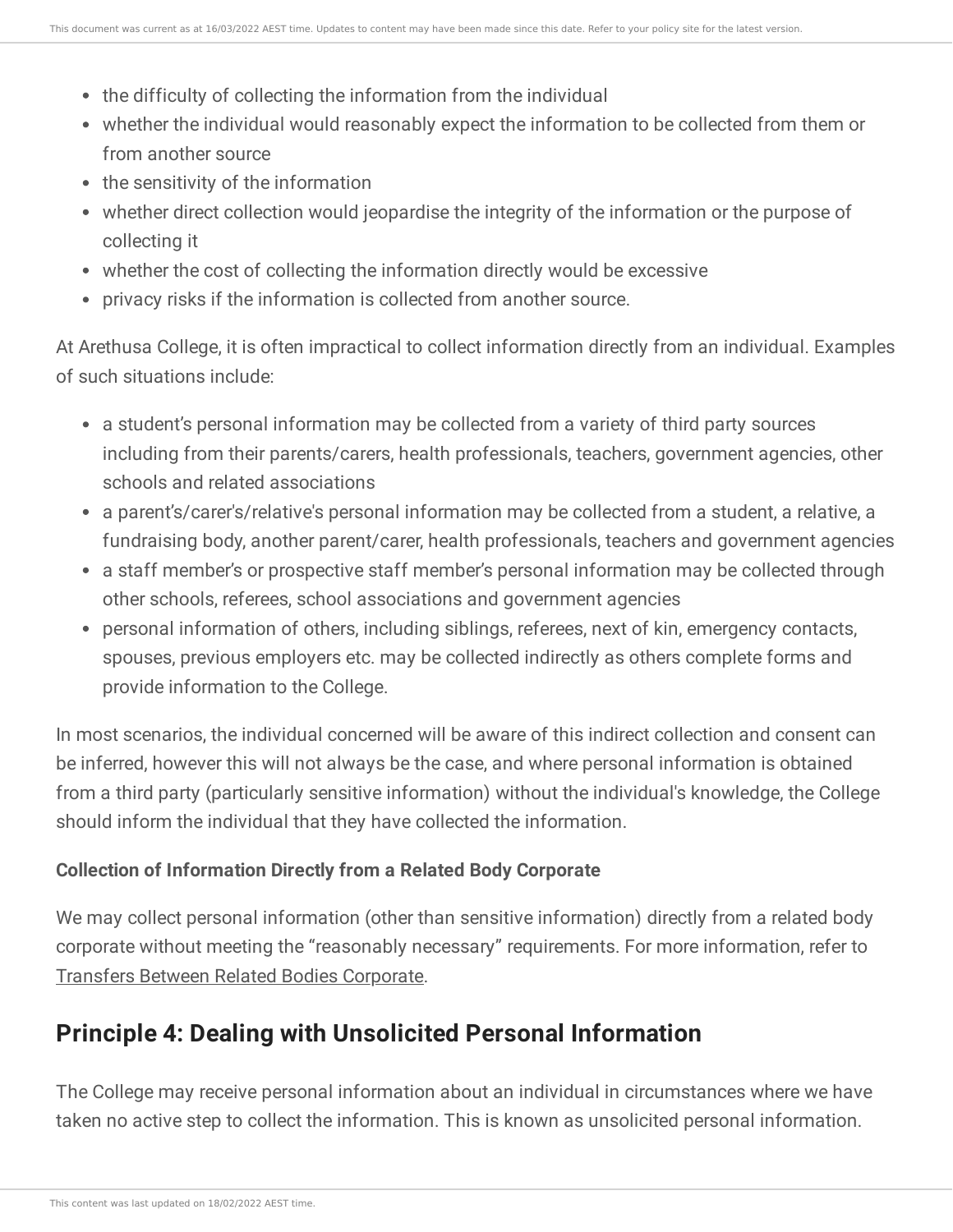- the difficulty of collecting the information from the individual
- whether the individual would reasonably expect the information to be collected from them or from another source
- the sensitivity of the information
- whether direct collection would jeopardise the integrity of the information or the purpose of collecting it
- whether the cost of collecting the information directly would be excessive
- privacy risks if the information is collected from another source.

At Arethusa College, it is often impractical to collect information directly from an individual. Examples of such situations include:

- a student's personal information may be collected from a variety of third party sources including from their parents/carers, health professionals, teachers, government agencies, other schools and related associations
- a parent's/carer's/relative's personal information may be collected from a student, a relative, a fundraising body, another parent/carer, health professionals, teachers and government agencies
- a staff member's or prospective staff member's personal information may be collected through other schools, referees, school associations and government agencies
- personal information of others, including siblings, referees, next of kin, emergency contacts, spouses, previous employers etc. may be collected indirectly as others complete forms and provide information to the College.

In most scenarios, the individual concerned will be aware of this indirect collection and consent can be inferred, however this will not always be the case, and where personal information is obtained from a third party (particularly sensitive information) without the individual's knowledge, the College should inform the individual that they have collected the information.

#### Collection of Information Directly from a Related Body Corporate

We may collect personal information (other than sensitive information) directly from a related body corporate without meeting the "reasonably necessary" requirements. For more information, refer to Transfers Between Related Bodies Corporate.

## Principle 4: Dealing with Unsolicited Personal Information

The College may receive personal information about an individual in circumstances where we have taken no active step to collect the information. This is known as unsolicited personal information.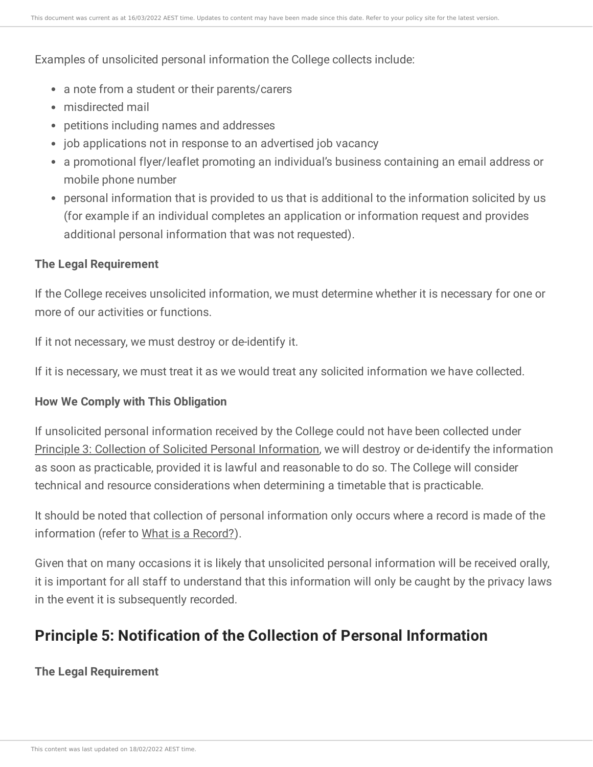Examples of unsolicited personal information the College collects include:

- a note from a student or their parents/carers
- misdirected mail
- petitions including names and addresses
- job applications not in response to an advertised job vacancy
- a promotional flyer/leaflet promoting an individual's business containing an email address or mobile phone number
- personal information that is provided to us that is additional to the information solicited by us (for example if an individual completes an application or information request and provides additional personal information that was not requested).

**The Legal Requirement**

If the College receives unsolicited information, we must determine whether it is necessary for one or more of our activities or functions.

If it not necessary, we must destroy or de-identify it.

If it is necessary, we must treat it as we would treat any solicited information we have collected.

**How We Comply with This Obligation**

If unsolicited personal information received by the College could not have been collected under Principle 3: Collection of Solicited Personal Information, we will destroy or de-identify the information as soon as practicable, provided it is lawful and reasonable to do so. The College will consider technical and resource considerations when determining a timetable that is practicable.

It should be noted that collection of personal information only occurs where a record is made of the information (refer to What is a Record?).

Given that on many occasions it is likely that unsolicited personal information will be received orally, it is important for all staff to understand that this information will only be caught by the privacy laws in the event it is subsequently recorded.

## Principle 5: Notification of the Collection of Personal Information

**The Legal Requirement**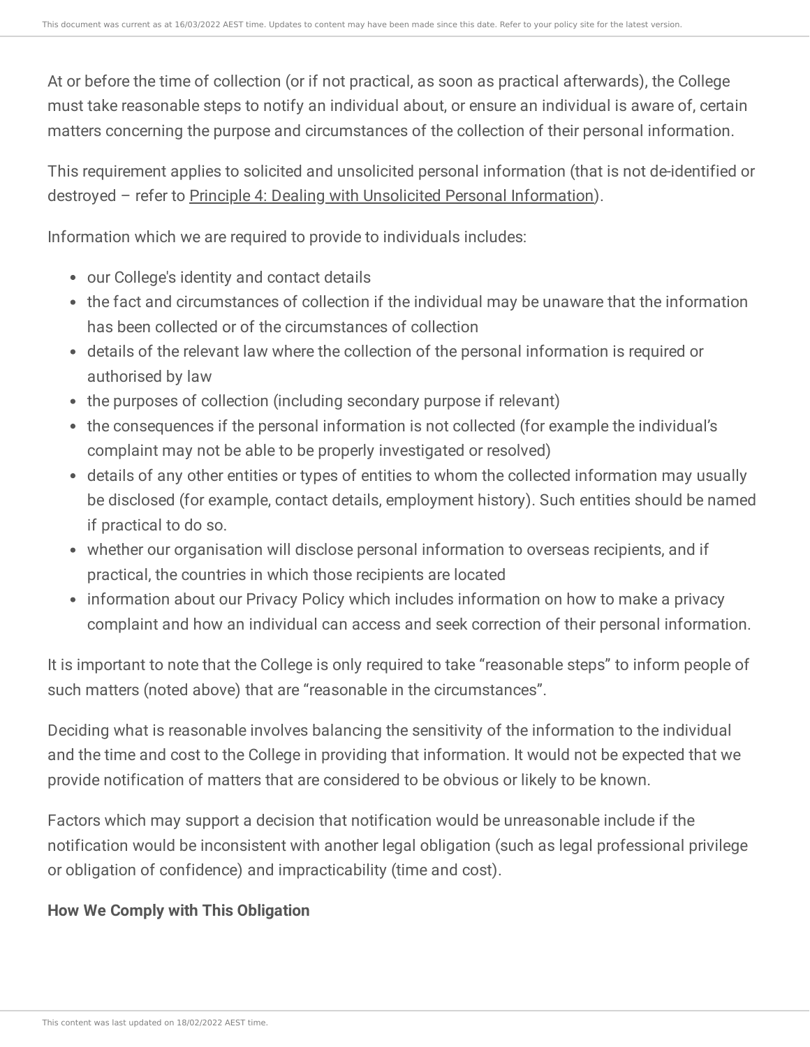At or before the time of collection (or if not practical, as soon as practical afterwards), the College must take reasonable steps to notify an individual about, or ensure an individual is aware of, certain matters concerning the purpose and circumstances of the collection of their personal information.

This requirement applies to solicited and unsolicited personal information (that is not de-identified or destroyed – refer to Principle 4: Dealing with Unsolicited Personal Information).

Information which we are required to provide to individuals includes:

- our College's identity and contact details
- the fact and circumstances of collection if the individual may be unaware that the information has been collected or of the circumstances of collection
- details of the relevant law where the collection of the personal information is required or authorised by law
- the purposes of collection (including secondary purpose if relevant)
- the consequences if the personal information is not collected (for example the individual's complaint may not be able to be properly investigated or resolved)
- details of any other entities or types of entities to whom the collected information may usually be disclosed (for example, contact details, employment history). Such entities should be named if practical to do so.
- whether our organisation will disclose personal information to overseas recipients, and if practical, the countries in which those recipients are located
- information about our Privacy Policy which includes information on how to make a privacy complaint and how an individual can access and seek correction of their personal information.

It is important to note that the College is only required to take "reasonable steps" to inform people of such matters (noted above) that are "reasonable in the circumstances".

Deciding what is reasonable involves balancing the sensitivity of the information to the individual and the time and cost to the College in providing that information. It would not be expected that we provide notification of matters that are considered to be obvious or likely to be known.

Factors which may support a decision that notification would be unreasonable include if the notification would be inconsistent with another legal obligation (such as legal professional privilege or obligation of confidence) and impracticability (time and cost).

**How We Comply with This Obligation**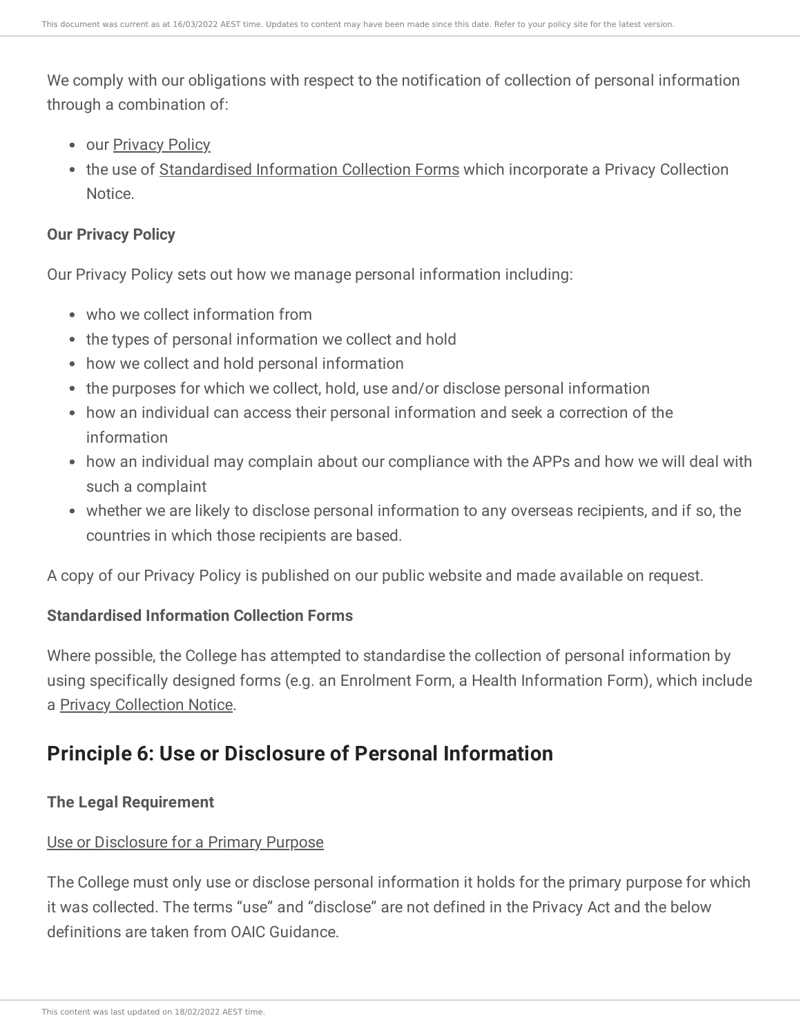We comply with our obligations with respect to the notification of collection of personal information through a combination of:

- our Privacy Policy
- the use of Standardised Information Collection Forms which incorporate a Privacy Collection Notice.

**Our Privacy Policy**

Our Privacy Policy sets out how we manage personal information including:

- who we collect information from
- the types of personal information we collect and hold
- how we collect and hold personal information
- the purposes for which we collect, hold, use and/or disclose personal information
- how an individual can access their personal information and seek a correction of the information
- how an individual may complain about our compliance with the APPs and how we will deal with such a complaint
- whether we are likely to disclose personal information to any overseas recipients, and if so, the countries in which those recipients are based.

A copy of our Privacy Policy is published on our public website and made available on request.

**Standardised Information Collection Forms**

Where possible, the College has attempted to standardise the collection of personal information by using specifically designed forms (e.g. an Enrolment Form, a Health Information Form), which include a Privacy Collection Notice.

## Principle 6: Use or Disclosure of Personal Information

**The Legal Requirement**

Use or Disclosure for a Primary Purpose

The College must only use or disclose personal information it holds for the primary purpose for which it was collected. The terms "use" and "disclose" are not defined in the Privacy Act and the below definitions are taken from OAIC Guidance.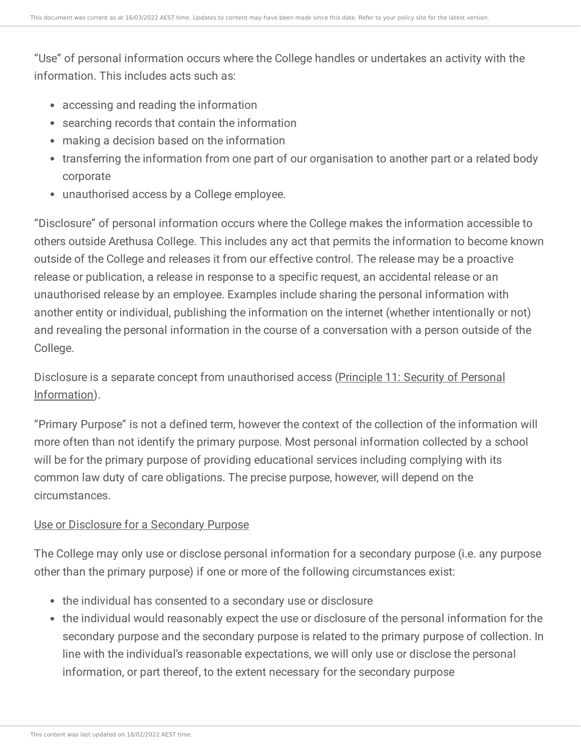“Use” of personal information occurs where the College handles or undertakes an activity with the information. This includes acts such as:

- accessing and reading the information
- searching records that contain the information
- making a decision based on the information
- transferring the information from one part of our organisation to another part or a related body corporate
- unauthorised access by a College employee.

“Disclosure” of personal information occurs where the College makes the information accessible to others outside Arethusa College. This includes any act that permits the information to become known outside of the College and releases it from our effective control. The release may be a proactive release or publication, a release in response to a specific request, an accidental release or an unauthorised release by an employee. Examples include sharing the personal information with another entity or individual, publishing the information on the internet (whether intentionally or not) and revealing the personal information in the course of a conversation with a person outside of the College.

Disclosure is a separate concept from unauthorised access (Principle 11: Security of Personal Information).

“Primary Purpose” is not a defined term, however the context of the collection of the information will more often than not identify the primary purpose. Most personal information collected by a school will be for the primary purpose of providing educational services including complying with its common law duty of care obligations. The precise purpose, however, will depend on the circumstances.

Use or Disclosure for a Secondary Purpose

The College may only use or disclose personal information for a secondary purpose (i.e. any purpose other than the primary purpose) if one or more of the following circumstances exist:

- the individual has consented to a secondary use or disclosure
- the individual would reasonably expect the use or disclosure of the personal information for the secondary purpose and the secondary purpose is related to the primary purpose of collection. In line with the individual’s reasonable expectations, we will only use or disclose the personal information, or part thereof, to the extent necessary for the secondary purpose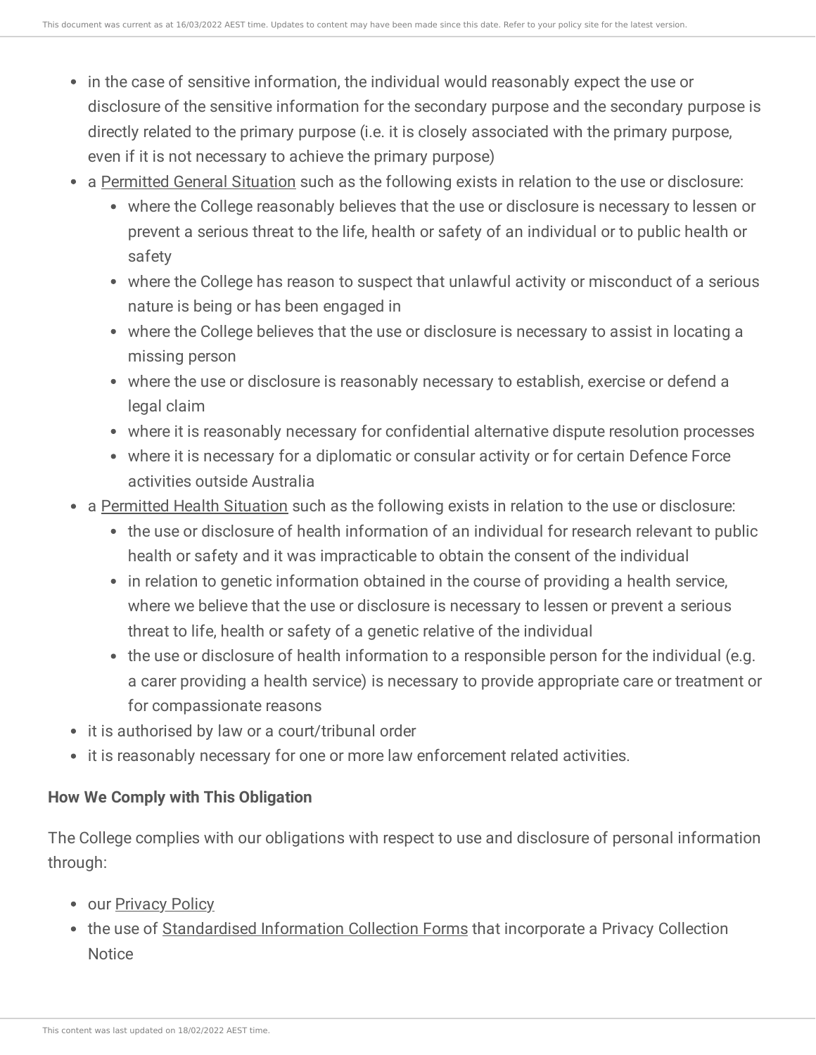- in the case of sensitive information, the individual would reasonably expect the use or disclosure of the sensitive information for the secondary purpose and the secondary purpose is directly related to the primary purpose (i.e. it is closely associated with the primary purpose, even if it is not necessary to achieve the primary purpose)
- a Permitted General Situation such as the following exists in relation to the use or disclosure:
  - where the College reasonably believes that the use or disclosure is necessary to lessen or prevent a serious threat to the life, health or safety of an individual or to public health or safety
  - where the College has reason to suspect that unlawful activity or misconduct of a serious nature is being or has been engaged in
  - where the College believes that the use or disclosure is necessary to assist in locating a missing person
  - where the use or disclosure is reasonably necessary to establish, exercise or defend a legal claim
  - where it is reasonably necessary for confidential alternative dispute resolution processes
  - where it is necessary for a diplomatic or consular activity or for certain Defence Force activities outside Australia
- a Permitted Health Situation such as the following exists in relation to the use or disclosure:
  - the use or disclosure of health information of an individual for research relevant to public health or safety and it was impracticable to obtain the consent of the individual
  - in relation to genetic information obtained in the course of providing a health service, where we believe that the use or disclosure is necessary to lessen or prevent a serious threat to life, health or safety of a genetic relative of the individual
  - the use or disclosure of health information to a responsible person for the individual (e.g. a carer providing a health service) is necessary to provide appropriate care or treatment or for compassionate reasons
- it is authorised by law or a court/tribunal order
- it is reasonably necessary for one or more law enforcement related activities.

**How We Comply with This Obligation**

The College complies with our obligations with respect to use and disclosure of personal information through:

- our Privacy Policy
- the use of Standardised Information Collection Forms that incorporate a Privacy Collection Notice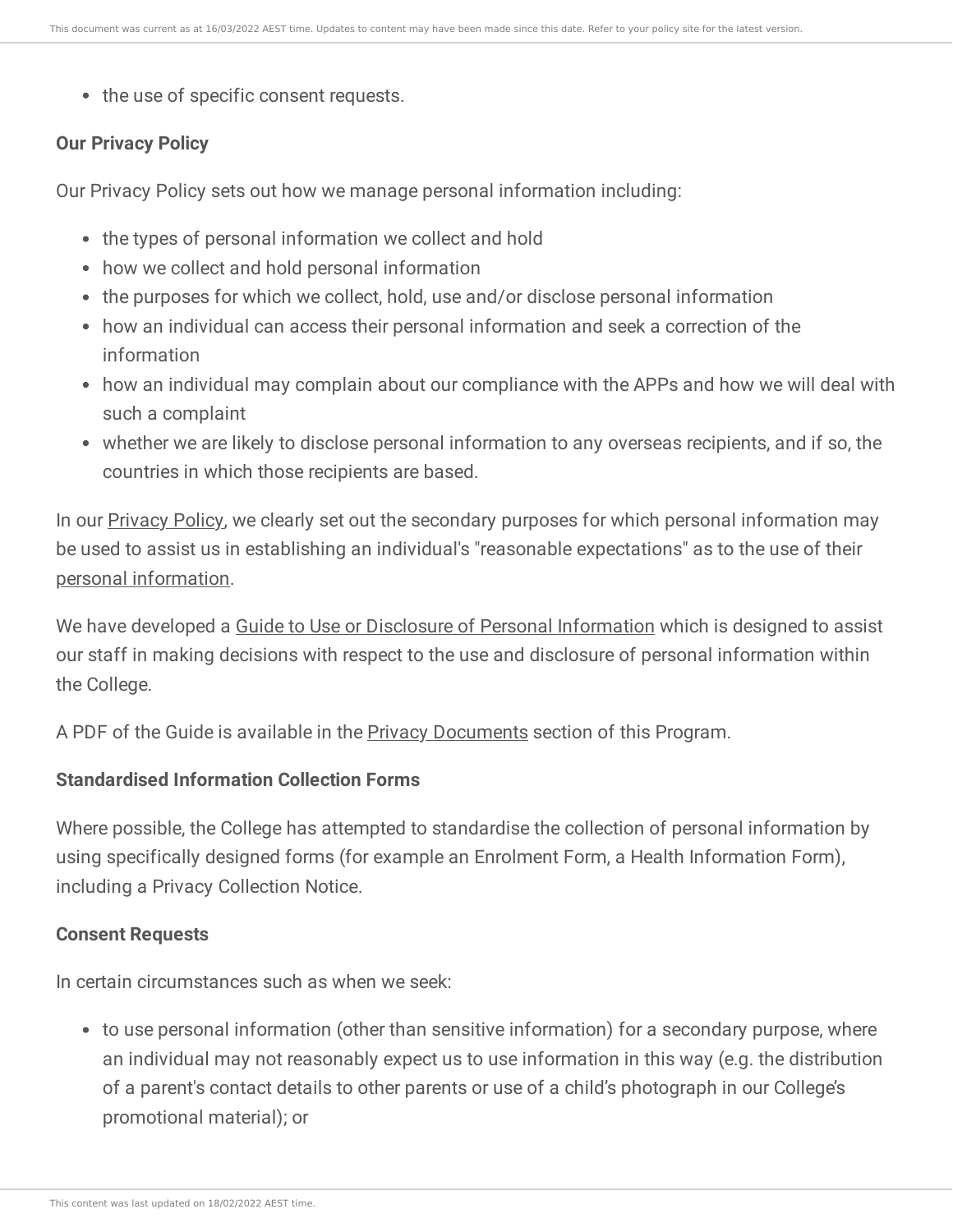- the use of specific consent requests.

**Our Privacy Policy**

Our Privacy Policy sets out how we manage personal information including:

- the types of personal information we collect and hold
- how we collect and hold personal information
- the purposes for which we collect, hold, use and/or disclose personal information
- how an individual can access their personal information and seek a correction of the information
- how an individual may complain about our compliance with the APPs and how we will deal with such a complaint
- whether we are likely to disclose personal information to any overseas recipients, and if so, the countries in which those recipients are based.

In our Privacy Policy, we clearly set out the secondary purposes for which personal information may be used to assist us in establishing an individual's "reasonable expectations" as to the use of their personal information.

We have developed a Guide to Use or Disclosure of Personal Information which is designed to assist our staff in making decisions with respect to the use and disclosure of personal information within the College.

A PDF of the Guide is available in the Privacy Documents section of this Program.

**Standardised Information Collection Forms**

Where possible, the College has attempted to standardise the collection of personal information by using specifically designed forms (for example an Enrolment Form, a Health Information Form), including a Privacy Collection Notice.

**Consent Requests**

In certain circumstances such as when we seek:

- to use personal information (other than sensitive information) for a secondary purpose, where an individual may not reasonably expect us to use information in this way (e.g. the distribution of a parent's contact details to other parents or use of a child's photograph in our College's promotional material); or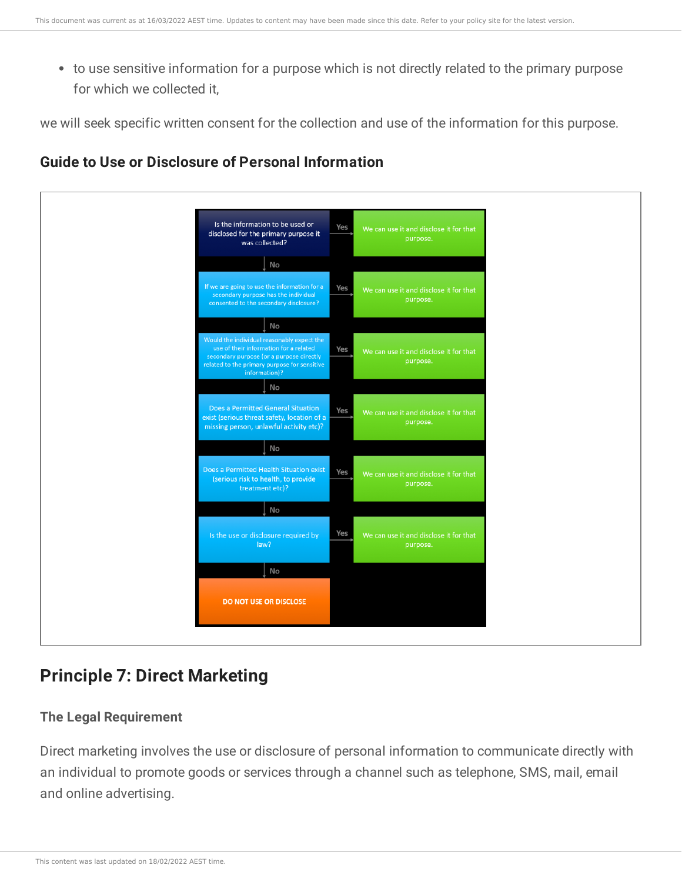- to use sensitive information for a purpose which is not directly related to the primary purpose for which we collected it,

we will seek specific written consent for the collection and use of the information for this purpose.

### Guide to Use or Disclosure of Personal Information

| Question | If Yes |
|---|---|
| Is the information to be used or disclosed for the primary purpose it was collected? | We can use it and disclose it for that purpose. |
| No ↓ | |
| If we are going to use the information for a secondary purpose has the individual consented to the secondary disclosure? | We can use it and disclose it for that purpose. |
| No ↓ | |
| Would the individual reasonably expect the use of their information for a related secondary purpose (or a purpose directly related to the primary purpose for sensitive information)? | We can use it and disclose it for that purpose. |
| No ↓ | |
| Does a Permitted General Situation exist (serious threat safety, location of a missing person, unlawful activity etc)? | We can use it and disclose it for that purpose. |
| No ↓ | |
| Does a Permitted Health Situation exist (serious risk to health, to provide treatment etc)? | We can use it and disclose it for that purpose. |
| No ↓ | |
| Is the use or disclosure required by law? | We can use it and disclose it for that purpose. |
| No ↓ | |
| DO NOT USE OR DISCLOSE | |

## Principle 7: Direct Marketing

### The Legal Requirement

Direct marketing involves the use or disclosure of personal information to communicate directly with an individual to promote goods or services through a channel such as telephone, SMS, mail, email and online advertising.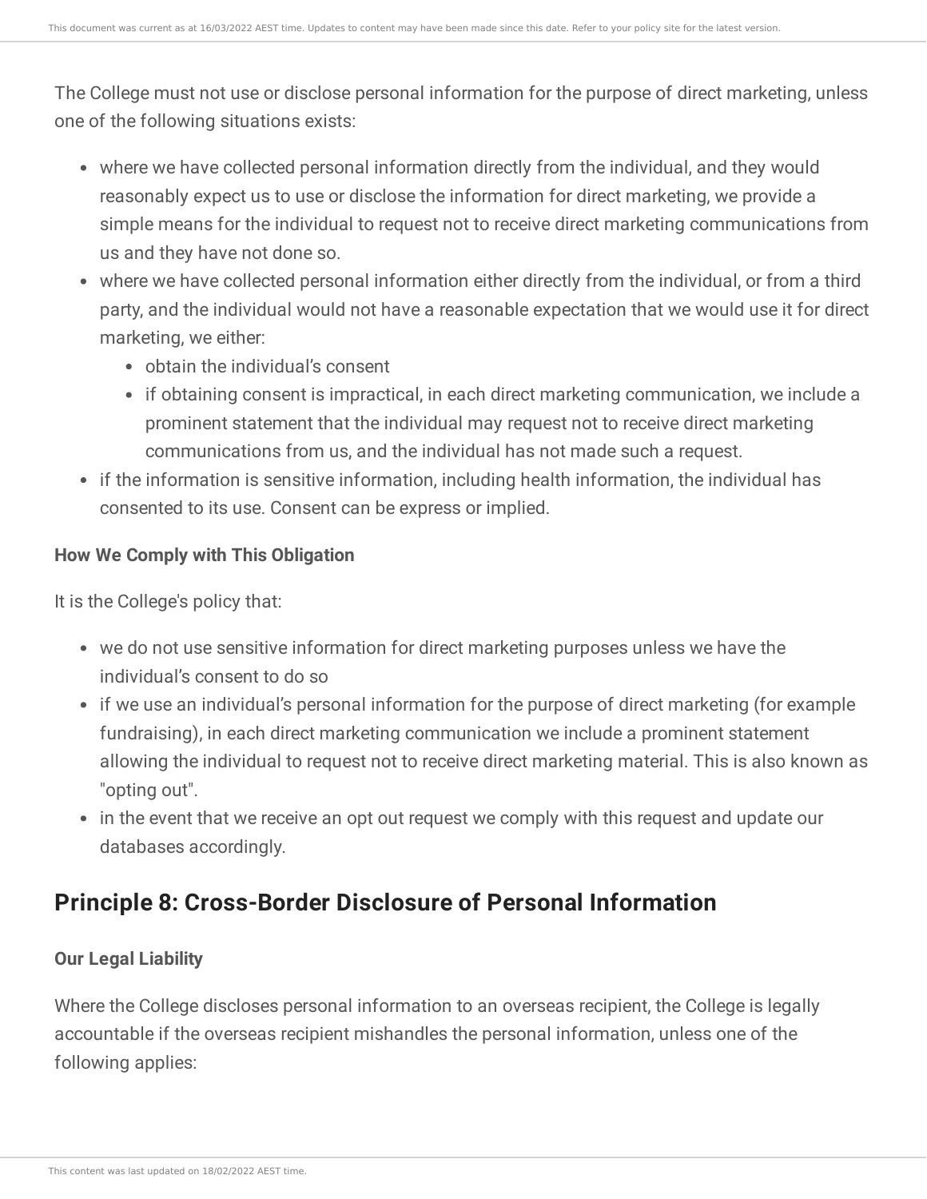The College must not use or disclose personal information for the purpose of direct marketing, unless one of the following situations exists:

- where we have collected personal information directly from the individual, and they would reasonably expect us to use or disclose the information for direct marketing, we provide a simple means for the individual to request not to receive direct marketing communications from us and they have not done so.
- where we have collected personal information either directly from the individual, or from a third party, and the individual would not have a reasonable expectation that we would use it for direct marketing, we either:
  - obtain the individual's consent
  - if obtaining consent is impractical, in each direct marketing communication, we include a prominent statement that the individual may request not to receive direct marketing communications from us, and the individual has not made such a request.
- if the information is sensitive information, including health information, the individual has consented to its use. Consent can be express or implied.

#### How We Comply with This Obligation

It is the College's policy that:

- we do not use sensitive information for direct marketing purposes unless we have the individual's consent to do so
- if we use an individual's personal information for the purpose of direct marketing (for example fundraising), in each direct marketing communication we include a prominent statement allowing the individual to request not to receive direct marketing material. This is also known as "opting out".
- in the event that we receive an opt out request we comply with this request and update our databases accordingly.

## Principle 8: Cross-Border Disclosure of Personal Information

#### Our Legal Liability

Where the College discloses personal information to an overseas recipient, the College is legally accountable if the overseas recipient mishandles the personal information, unless one of the following applies: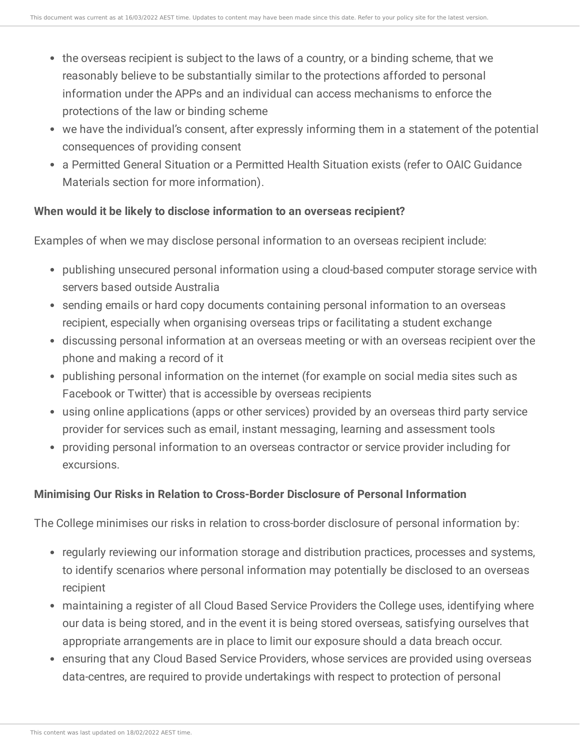- the overseas recipient is subject to the laws of a country, or a binding scheme, that we reasonably believe to be substantially similar to the protections afforded to personal information under the APPs and an individual can access mechanisms to enforce the protections of the law or binding scheme
- we have the individual's consent, after expressly informing them in a statement of the potential consequences of providing consent
- a Permitted General Situation or a Permitted Health Situation exists (refer to OAIC Guidance Materials section for more information).

**When would it be likely to disclose information to an overseas recipient?**

Examples of when we may disclose personal information to an overseas recipient include:

- publishing unsecured personal information using a cloud-based computer storage service with servers based outside Australia
- sending emails or hard copy documents containing personal information to an overseas recipient, especially when organising overseas trips or facilitating a student exchange
- discussing personal information at an overseas meeting or with an overseas recipient over the phone and making a record of it
- publishing personal information on the internet (for example on social media sites such as Facebook or Twitter) that is accessible by overseas recipients
- using online applications (apps or other services) provided by an overseas third party service provider for services such as email, instant messaging, learning and assessment tools
- providing personal information to an overseas contractor or service provider including for excursions.

**Minimising Our Risks in Relation to Cross-Border Disclosure of Personal Information**

The College minimises our risks in relation to cross-border disclosure of personal information by:

- regularly reviewing our information storage and distribution practices, processes and systems, to identify scenarios where personal information may potentially be disclosed to an overseas recipient
- maintaining a register of all Cloud Based Service Providers the College uses, identifying where our data is being stored, and in the event it is being stored overseas, satisfying ourselves that appropriate arrangements are in place to limit our exposure should a data breach occur.
- ensuring that any Cloud Based Service Providers, whose services are provided using overseas data-centres, are required to provide undertakings with respect to protection of personal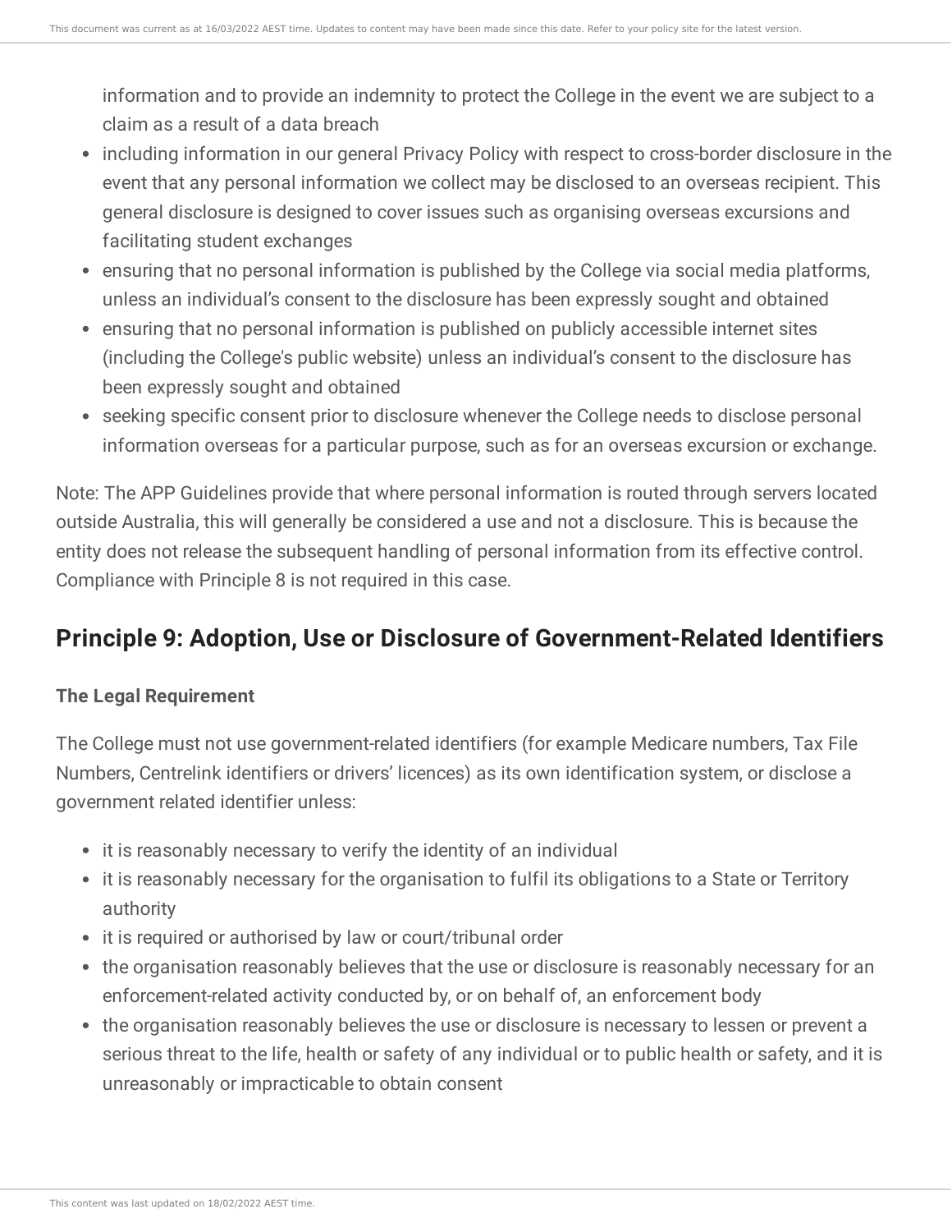information and to provide an indemnity to protect the College in the event we are subject to a claim as a result of a data breach

- including information in our general Privacy Policy with respect to cross-border disclosure in the event that any personal information we collect may be disclosed to an overseas recipient. This general disclosure is designed to cover issues such as organising overseas excursions and facilitating student exchanges
- ensuring that no personal information is published by the College via social media platforms, unless an individual's consent to the disclosure has been expressly sought and obtained
- ensuring that no personal information is published on publicly accessible internet sites (including the College's public website) unless an individual's consent to the disclosure has been expressly sought and obtained
- seeking specific consent prior to disclosure whenever the College needs to disclose personal information overseas for a particular purpose, such as for an overseas excursion or exchange.

Note: The APP Guidelines provide that where personal information is routed through servers located outside Australia, this will generally be considered a use and not a disclosure. This is because the entity does not release the subsequent handling of personal information from its effective control. Compliance with Principle 8 is not required in this case.

## Principle 9: Adoption, Use or Disclosure of Government-Related Identifiers

**The Legal Requirement**

The College must not use government-related identifiers (for example Medicare numbers, Tax File Numbers, Centrelink identifiers or drivers' licences) as its own identification system, or disclose a government related identifier unless:

- it is reasonably necessary to verify the identity of an individual
- it is reasonably necessary for the organisation to fulfil its obligations to a State or Territory authority
- it is required or authorised by law or court/tribunal order
- the organisation reasonably believes that the use or disclosure is reasonably necessary for an enforcement-related activity conducted by, or on behalf of, an enforcement body
- the organisation reasonably believes the use or disclosure is necessary to lessen or prevent a serious threat to the life, health or safety of any individual or to public health or safety, and it is unreasonably or impracticable to obtain consent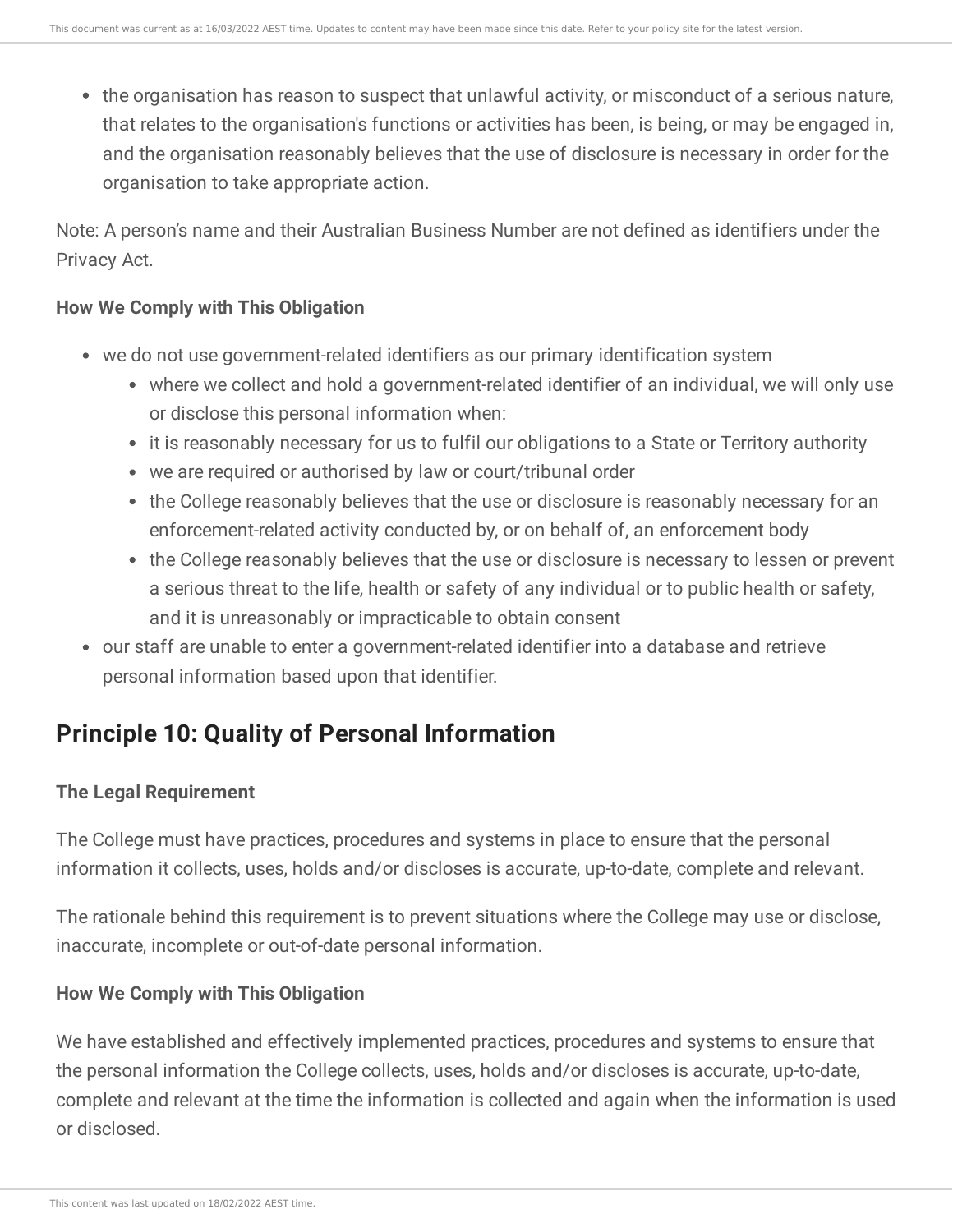- the organisation has reason to suspect that unlawful activity, or misconduct of a serious nature, that relates to the organisation's functions or activities has been, is being, or may be engaged in, and the organisation reasonably believes that the use of disclosure is necessary in order for the organisation to take appropriate action.

Note: A person's name and their Australian Business Number are not defined as identifiers under the Privacy Act.

**How We Comply with This Obligation**

- we do not use government-related identifiers as our primary identification system
    - where we collect and hold a government-related identifier of an individual, we will only use or disclose this personal information when:
    - it is reasonably necessary for us to fulfil our obligations to a State or Territory authority
    - we are required or authorised by law or court/tribunal order
    - the College reasonably believes that the use or disclosure is reasonably necessary for an enforcement-related activity conducted by, or on behalf of, an enforcement body
    - the College reasonably believes that the use or disclosure is necessary to lessen or prevent a serious threat to the life, health or safety of any individual or to public health or safety, and it is unreasonably or impracticable to obtain consent
- our staff are unable to enter a government-related identifier into a database and retrieve personal information based upon that identifier.

## Principle 10: Quality of Personal Information

**The Legal Requirement**

The College must have practices, procedures and systems in place to ensure that the personal information it collects, uses, holds and/or discloses is accurate, up-to-date, complete and relevant.

The rationale behind this requirement is to prevent situations where the College may use or disclose, inaccurate, incomplete or out-of-date personal information.

**How We Comply with This Obligation**

We have established and effectively implemented practices, procedures and systems to ensure that the personal information the College collects, uses, holds and/or discloses is accurate, up-to-date, complete and relevant at the time the information is collected and again when the information is used or disclosed.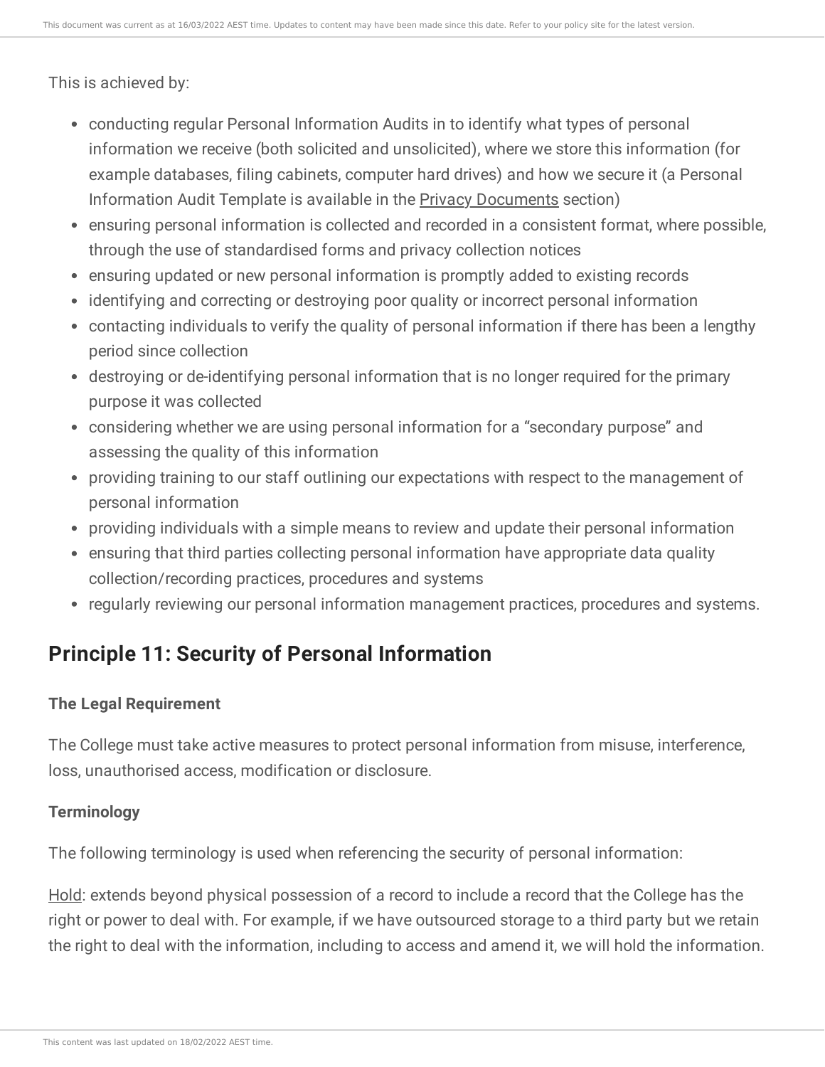This is achieved by:

- conducting regular Personal Information Audits in to identify what types of personal information we receive (both solicited and unsolicited), where we store this information (for example databases, filing cabinets, computer hard drives) and how we secure it (a Personal Information Audit Template is available in the Privacy Documents section)
- ensuring personal information is collected and recorded in a consistent format, where possible, through the use of standardised forms and privacy collection notices
- ensuring updated or new personal information is promptly added to existing records
- identifying and correcting or destroying poor quality or incorrect personal information
- contacting individuals to verify the quality of personal information if there has been a lengthy period since collection
- destroying or de-identifying personal information that is no longer required for the primary purpose it was collected
- considering whether we are using personal information for a "secondary purpose" and assessing the quality of this information
- providing training to our staff outlining our expectations with respect to the management of personal information
- providing individuals with a simple means to review and update their personal information
- ensuring that third parties collecting personal information have appropriate data quality collection/recording practices, procedures and systems
- regularly reviewing our personal information management practices, procedures and systems.

## Principle 11: Security of Personal Information

### The Legal Requirement

The College must take active measures to protect personal information from misuse, interference, loss, unauthorised access, modification or disclosure.

### Terminology

The following terminology is used when referencing the security of personal information:

Hold: extends beyond physical possession of a record to include a record that the College has the right or power to deal with. For example, if we have outsourced storage to a third party but we retain the right to deal with the information, including to access and amend it, we will hold the information.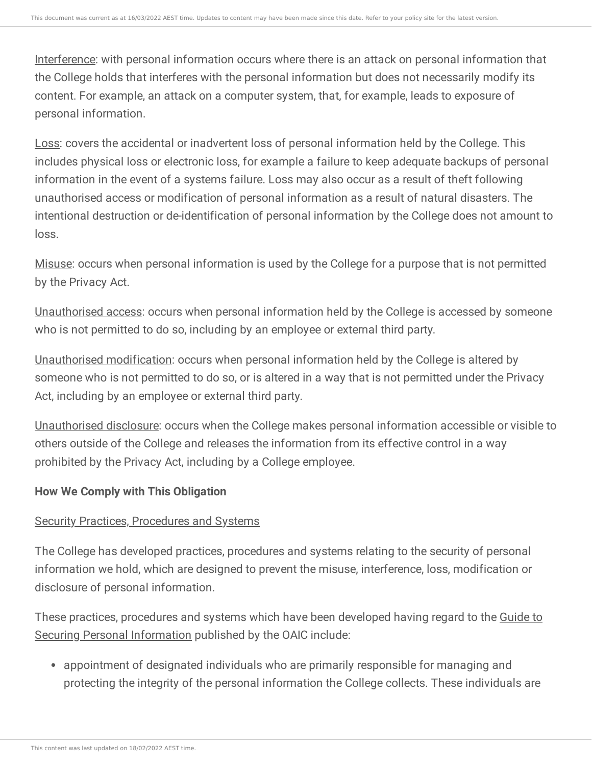Interference: with personal information occurs where there is an attack on personal information that the College holds that interferes with the personal information but does not necessarily modify its content. For example, an attack on a computer system, that, for example, leads to exposure of personal information.

Loss: covers the accidental or inadvertent loss of personal information held by the College. This includes physical loss or electronic loss, for example a failure to keep adequate backups of personal information in the event of a systems failure. Loss may also occur as a result of theft following unauthorised access or modification of personal information as a result of natural disasters. The intentional destruction or de-identification of personal information by the College does not amount to loss.

Misuse: occurs when personal information is used by the College for a purpose that is not permitted by the Privacy Act.

Unauthorised access: occurs when personal information held by the College is accessed by someone who is not permitted to do so, including by an employee or external third party.

Unauthorised modification: occurs when personal information held by the College is altered by someone who is not permitted to do so, or is altered in a way that is not permitted under the Privacy Act, including by an employee or external third party.

Unauthorised disclosure: occurs when the College makes personal information accessible or visible to others outside of the College and releases the information from its effective control in a way prohibited by the Privacy Act, including by a College employee.

**How We Comply with This Obligation**

Security Practices, Procedures and Systems

The College has developed practices, procedures and systems relating to the security of personal information we hold, which are designed to prevent the misuse, interference, loss, modification or disclosure of personal information.

These practices, procedures and systems which have been developed having regard to the Guide to Securing Personal Information published by the OAIC include:

- appointment of designated individuals who are primarily responsible for managing and protecting the integrity of the personal information the College collects. These individuals are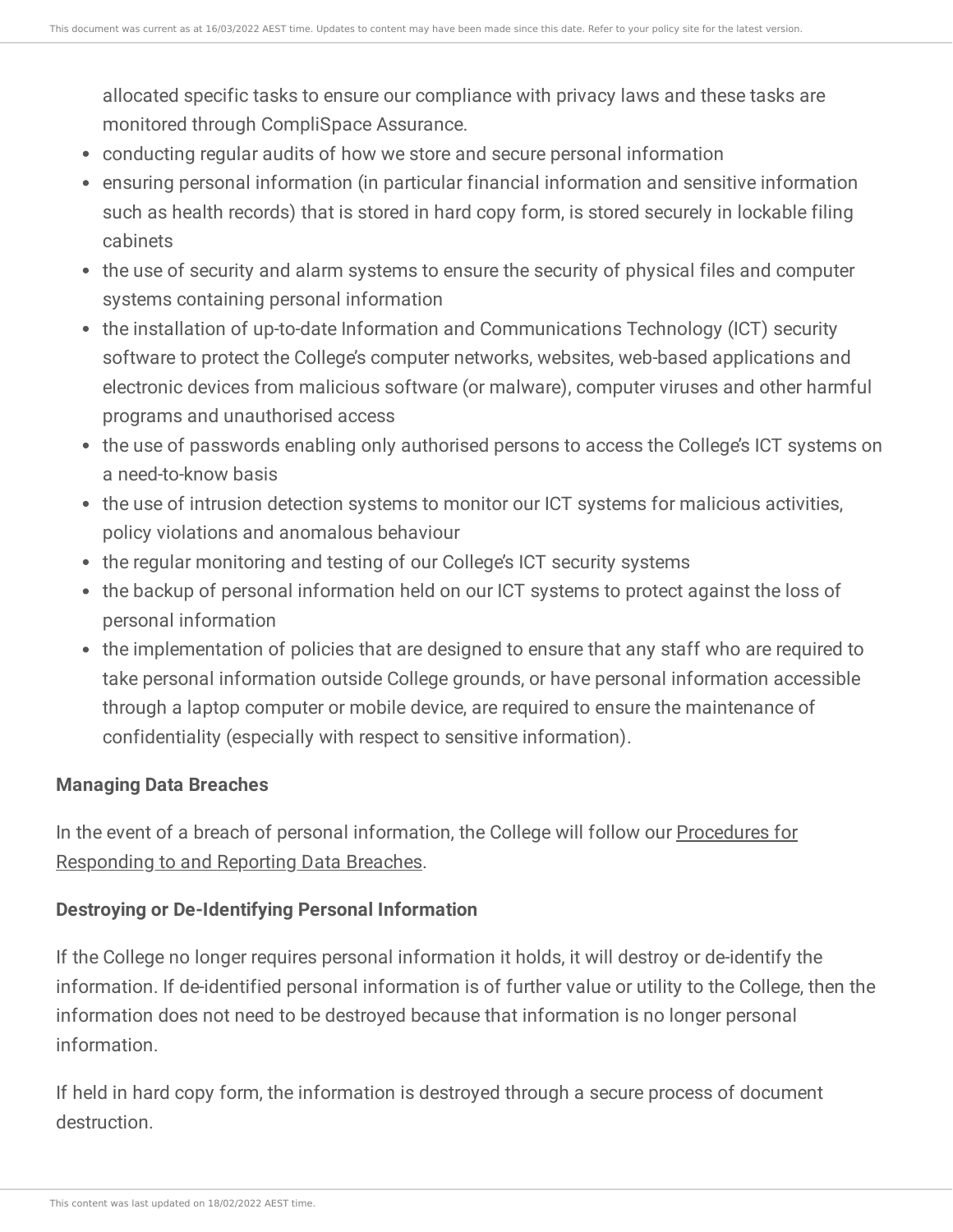allocated specific tasks to ensure our compliance with privacy laws and these tasks are monitored through CompliSpace Assurance.

- conducting regular audits of how we store and secure personal information
- ensuring personal information (in particular financial information and sensitive information such as health records) that is stored in hard copy form, is stored securely in lockable filing cabinets
- the use of security and alarm systems to ensure the security of physical files and computer systems containing personal information
- the installation of up-to-date Information and Communications Technology (ICT) security software to protect the College's computer networks, websites, web-based applications and electronic devices from malicious software (or malware), computer viruses and other harmful programs and unauthorised access
- the use of passwords enabling only authorised persons to access the College's ICT systems on a need-to-know basis
- the use of intrusion detection systems to monitor our ICT systems for malicious activities, policy violations and anomalous behaviour
- the regular monitoring and testing of our College's ICT security systems
- the backup of personal information held on our ICT systems to protect against the loss of personal information
- the implementation of policies that are designed to ensure that any staff who are required to take personal information outside College grounds, or have personal information accessible through a laptop computer or mobile device, are required to ensure the maintenance of confidentiality (especially with respect to sensitive information).

**Managing Data Breaches**

In the event of a breach of personal information, the College will follow our Procedures for Responding to and Reporting Data Breaches.

**Destroying or De-Identifying Personal Information**

If the College no longer requires personal information it holds, it will destroy or de-identify the information. If de-identified personal information is of further value or utility to the College, then the information does not need to be destroyed because that information is no longer personal information.

If held in hard copy form, the information is destroyed through a secure process of document destruction.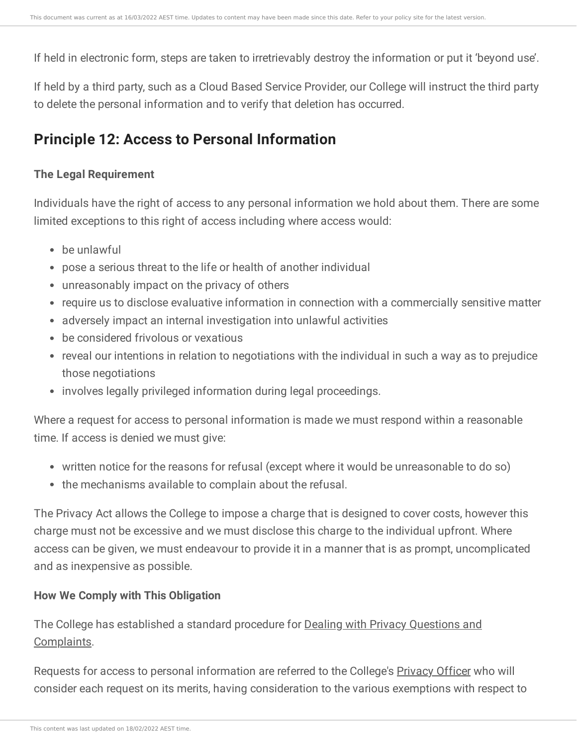If held in electronic form, steps are taken to irretrievably destroy the information or put it 'beyond use'.

If held by a third party, such as a Cloud Based Service Provider, our College will instruct the third party to delete the personal information and to verify that deletion has occurred.

## Principle 12: Access to Personal Information

#### The Legal Requirement

Individuals have the right of access to any personal information we hold about them. There are some limited exceptions to this right of access including where access would:

- be unlawful
- pose a serious threat to the life or health of another individual
- unreasonably impact on the privacy of others
- require us to disclose evaluative information in connection with a commercially sensitive matter
- adversely impact an internal investigation into unlawful activities
- be considered frivolous or vexatious
- reveal our intentions in relation to negotiations with the individual in such a way as to prejudice those negotiations
- involves legally privileged information during legal proceedings.

Where a request for access to personal information is made we must respond within a reasonable time. If access is denied we must give:

- written notice for the reasons for refusal (except where it would be unreasonable to do so)
- the mechanisms available to complain about the refusal.

The Privacy Act allows the College to impose a charge that is designed to cover costs, however this charge must not be excessive and we must disclose this charge to the individual upfront. Where access can be given, we must endeavour to provide it in a manner that is as prompt, uncomplicated and as inexpensive as possible.

#### How We Comply with This Obligation

The College has established a standard procedure for Dealing with Privacy Questions and Complaints.

Requests for access to personal information are referred to the College's Privacy Officer who will consider each request on its merits, having consideration to the various exemptions with respect to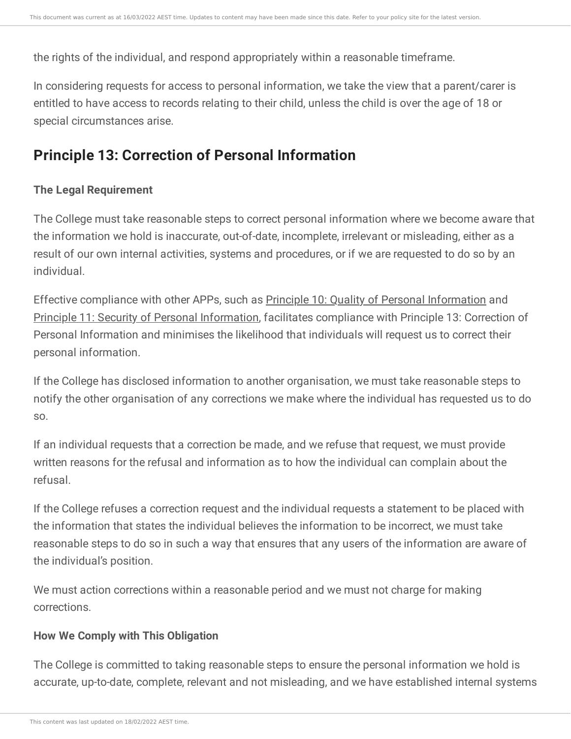the rights of the individual, and respond appropriately within a reasonable timeframe.

In considering requests for access to personal information, we take the view that a parent/carer is entitled to have access to records relating to their child, unless the child is over the age of 18 or special circumstances arise.

## Principle 13: Correction of Personal Information

### The Legal Requirement

The College must take reasonable steps to correct personal information where we become aware that the information we hold is inaccurate, out-of-date, incomplete, irrelevant or misleading, either as a result of our own internal activities, systems and procedures, or if we are requested to do so by an individual.

Effective compliance with other APPs, such as Principle 10: Quality of Personal Information and Principle 11: Security of Personal Information, facilitates compliance with Principle 13: Correction of Personal Information and minimises the likelihood that individuals will request us to correct their personal information.

If the College has disclosed information to another organisation, we must take reasonable steps to notify the other organisation of any corrections we make where the individual has requested us to do so.

If an individual requests that a correction be made, and we refuse that request, we must provide written reasons for the refusal and information as to how the individual can complain about the refusal.

If the College refuses a correction request and the individual requests a statement to be placed with the information that states the individual believes the information to be incorrect, we must take reasonable steps to do so in such a way that ensures that any users of the information are aware of the individual's position.

We must action corrections within a reasonable period and we must not charge for making corrections.

### How We Comply with This Obligation

The College is committed to taking reasonable steps to ensure the personal information we hold is accurate, up-to-date, complete, relevant and not misleading, and we have established internal systems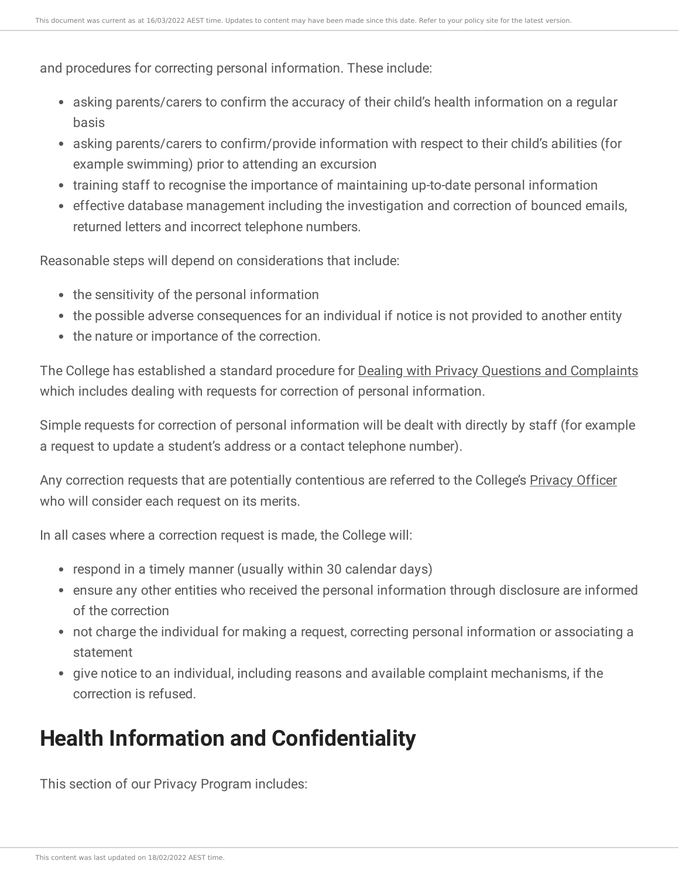and procedures for correcting personal information. These include:

- asking parents/carers to confirm the accuracy of their child's health information on a regular basis
- asking parents/carers to confirm/provide information with respect to their child's abilities (for example swimming) prior to attending an excursion
- training staff to recognise the importance of maintaining up-to-date personal information
- effective database management including the investigation and correction of bounced emails, returned letters and incorrect telephone numbers.

Reasonable steps will depend on considerations that include:

- the sensitivity of the personal information
- the possible adverse consequences for an individual if notice is not provided to another entity
- the nature or importance of the correction.

The College has established a standard procedure for Dealing with Privacy Questions and Complaints which includes dealing with requests for correction of personal information.

Simple requests for correction of personal information will be dealt with directly by staff (for example a request to update a student's address or a contact telephone number).

Any correction requests that are potentially contentious are referred to the College's Privacy Officer who will consider each request on its merits.

In all cases where a correction request is made, the College will:

- respond in a timely manner (usually within 30 calendar days)
- ensure any other entities who received the personal information through disclosure are informed of the correction
- not charge the individual for making a request, correcting personal information or associating a statement
- give notice to an individual, including reasons and available complaint mechanisms, if the correction is refused.

## Health Information and Confidentiality

This section of our Privacy Program includes: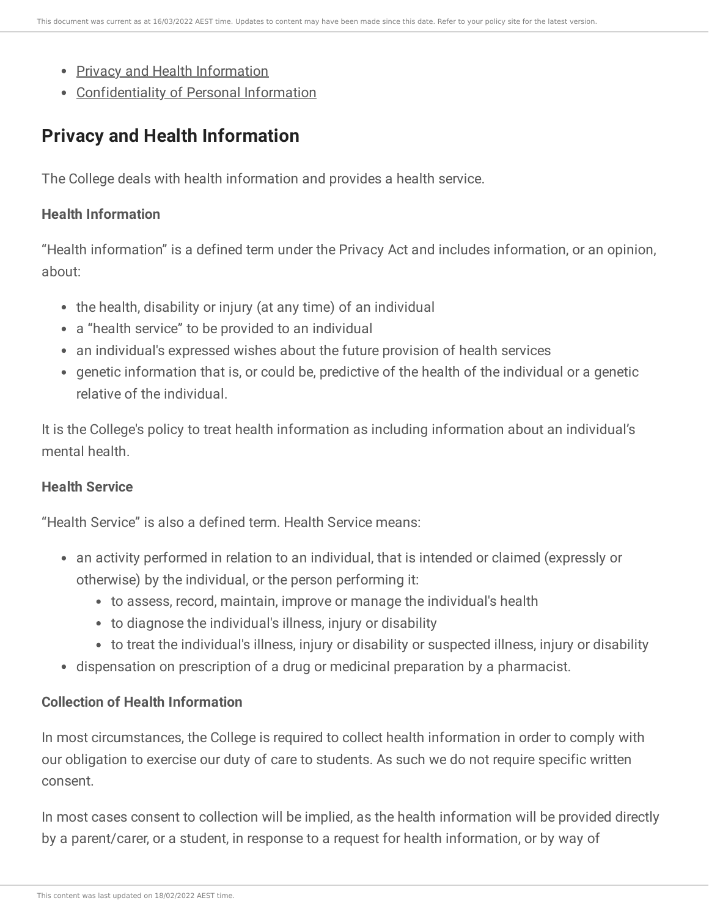- Privacy and Health Information
- Confidentiality of Personal Information

## Privacy and Health Information

The College deals with health information and provides a health service.

**Health Information**

"Health information" is a defined term under the Privacy Act and includes information, or an opinion, about:

- the health, disability or injury (at any time) of an individual
- a "health service" to be provided to an individual
- an individual's expressed wishes about the future provision of health services
- genetic information that is, or could be, predictive of the health of the individual or a genetic relative of the individual.

It is the College's policy to treat health information as including information about an individual's mental health.

**Health Service**

"Health Service" is also a defined term. Health Service means:

- an activity performed in relation to an individual, that is intended or claimed (expressly or otherwise) by the individual, or the person performing it:
  - to assess, record, maintain, improve or manage the individual's health
  - to diagnose the individual's illness, injury or disability
  - to treat the individual's illness, injury or disability or suspected illness, injury or disability
- dispensation on prescription of a drug or medicinal preparation by a pharmacist.

**Collection of Health Information**

In most circumstances, the College is required to collect health information in order to comply with our obligation to exercise our duty of care to students. As such we do not require specific written consent.

In most cases consent to collection will be implied, as the health information will be provided directly by a parent/carer, or a student, in response to a request for health information, or by way of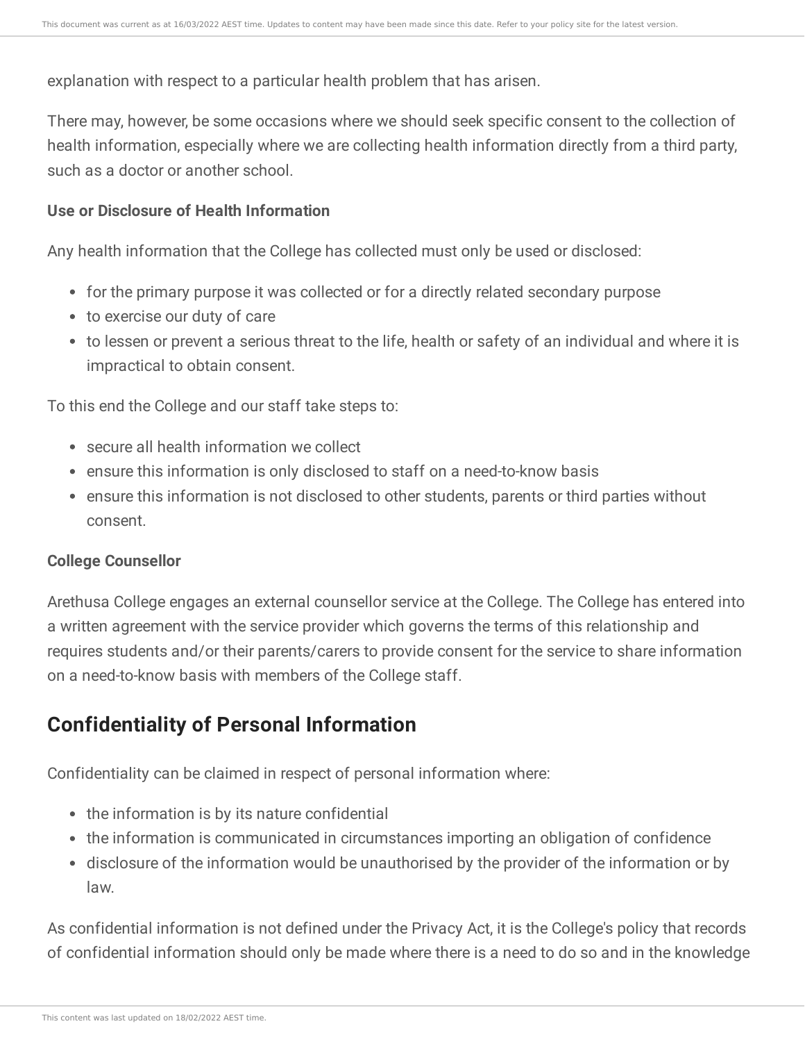explanation with respect to a particular health problem that has arisen.

There may, however, be some occasions where we should seek specific consent to the collection of health information, especially where we are collecting health information directly from a third party, such as a doctor or another school.

**Use or Disclosure of Health Information**

Any health information that the College has collected must only be used or disclosed:

- for the primary purpose it was collected or for a directly related secondary purpose
- to exercise our duty of care
- to lessen or prevent a serious threat to the life, health or safety of an individual and where it is impractical to obtain consent.

To this end the College and our staff take steps to:

- secure all health information we collect
- ensure this information is only disclosed to staff on a need-to-know basis
- ensure this information is not disclosed to other students, parents or third parties without consent.

**College Counsellor**

Arethusa College engages an external counsellor service at the College. The College has entered into a written agreement with the service provider which governs the terms of this relationship and requires students and/or their parents/carers to provide consent for the service to share information on a need-to-know basis with members of the College staff.

## Confidentiality of Personal Information

Confidentiality can be claimed in respect of personal information where:

- the information is by its nature confidential
- the information is communicated in circumstances importing an obligation of confidence
- disclosure of the information would be unauthorised by the provider of the information or by law.

As confidential information is not defined under the Privacy Act, it is the College's policy that records of confidential information should only be made where there is a need to do so and in the knowledge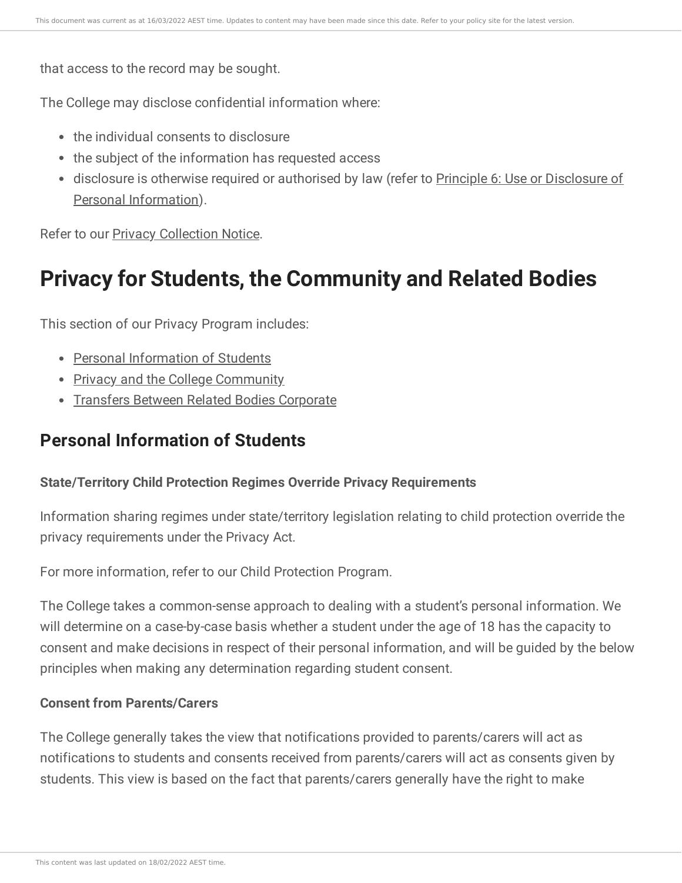that access to the record may be sought.

The College may disclose confidential information where:

- the individual consents to disclosure
- the subject of the information has requested access
- disclosure is otherwise required or authorised by law (refer to Principle 6: Use or Disclosure of Personal Information).

Refer to our Privacy Collection Notice.

# Privacy for Students, the Community and Related Bodies

This section of our Privacy Program includes:

- Personal Information of Students
- Privacy and the College Community
- Transfers Between Related Bodies Corporate

## Personal Information of Students

#### State/Territory Child Protection Regimes Override Privacy Requirements

Information sharing regimes under state/territory legislation relating to child protection override the privacy requirements under the Privacy Act.

For more information, refer to our Child Protection Program.

The College takes a common-sense approach to dealing with a student's personal information. We will determine on a case-by-case basis whether a student under the age of 18 has the capacity to consent and make decisions in respect of their personal information, and will be guided by the below principles when making any determination regarding student consent.

#### Consent from Parents/Carers

The College generally takes the view that notifications provided to parents/carers will act as notifications to students and consents received from parents/carers will act as consents given by students. This view is based on the fact that parents/carers generally have the right to make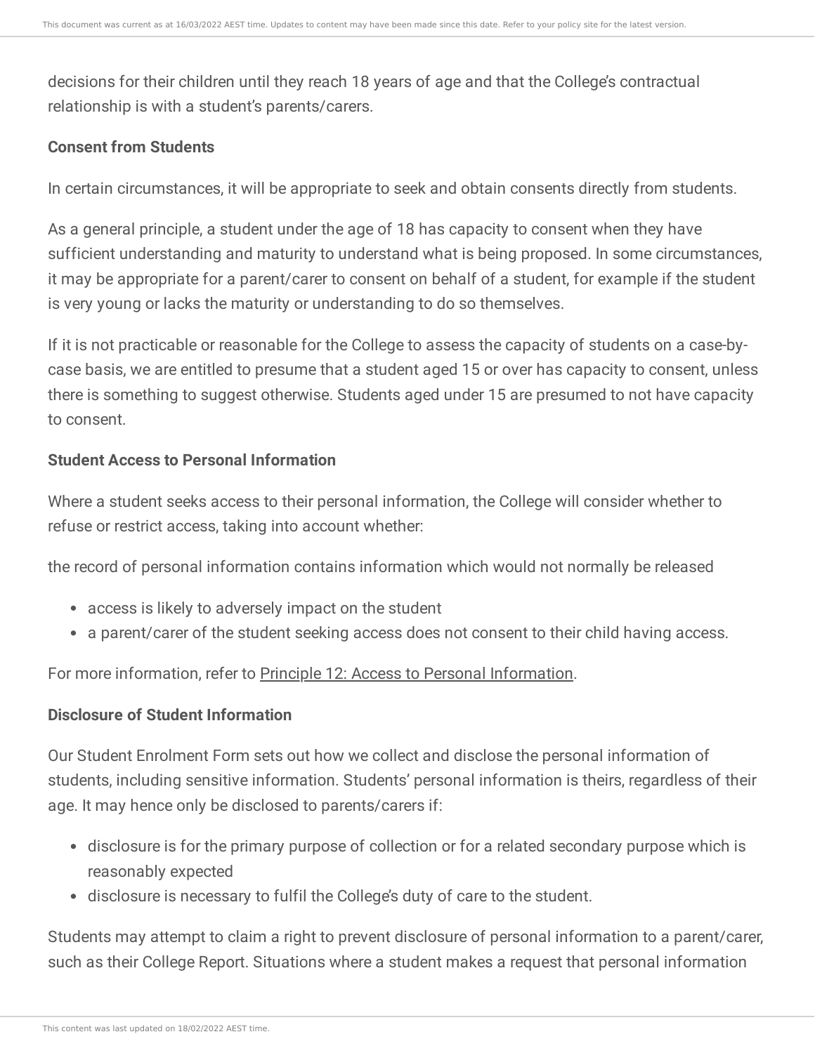decisions for their children until they reach 18 years of age and that the College's contractual relationship is with a student's parents/carers.

**Consent from Students**

In certain circumstances, it will be appropriate to seek and obtain consents directly from students.

As a general principle, a student under the age of 18 has capacity to consent when they have sufficient understanding and maturity to understand what is being proposed. In some circumstances, it may be appropriate for a parent/carer to consent on behalf of a student, for example if the student is very young or lacks the maturity or understanding to do so themselves.

If it is not practicable or reasonable for the College to assess the capacity of students on a case-by-case basis, we are entitled to presume that a student aged 15 or over has capacity to consent, unless there is something to suggest otherwise. Students aged under 15 are presumed to not have capacity to consent.

**Student Access to Personal Information**

Where a student seeks access to their personal information, the College will consider whether to refuse or restrict access, taking into account whether:

the record of personal information contains information which would not normally be released

- access is likely to adversely impact on the student
- a parent/carer of the student seeking access does not consent to their child having access.

For more information, refer to Principle 12: Access to Personal Information.

**Disclosure of Student Information**

Our Student Enrolment Form sets out how we collect and disclose the personal information of students, including sensitive information. Students' personal information is theirs, regardless of their age. It may hence only be disclosed to parents/carers if:

- disclosure is for the primary purpose of collection or for a related secondary purpose which is reasonably expected
- disclosure is necessary to fulfil the College's duty of care to the student.

Students may attempt to claim a right to prevent disclosure of personal information to a parent/carer, such as their College Report. Situations where a student makes a request that personal information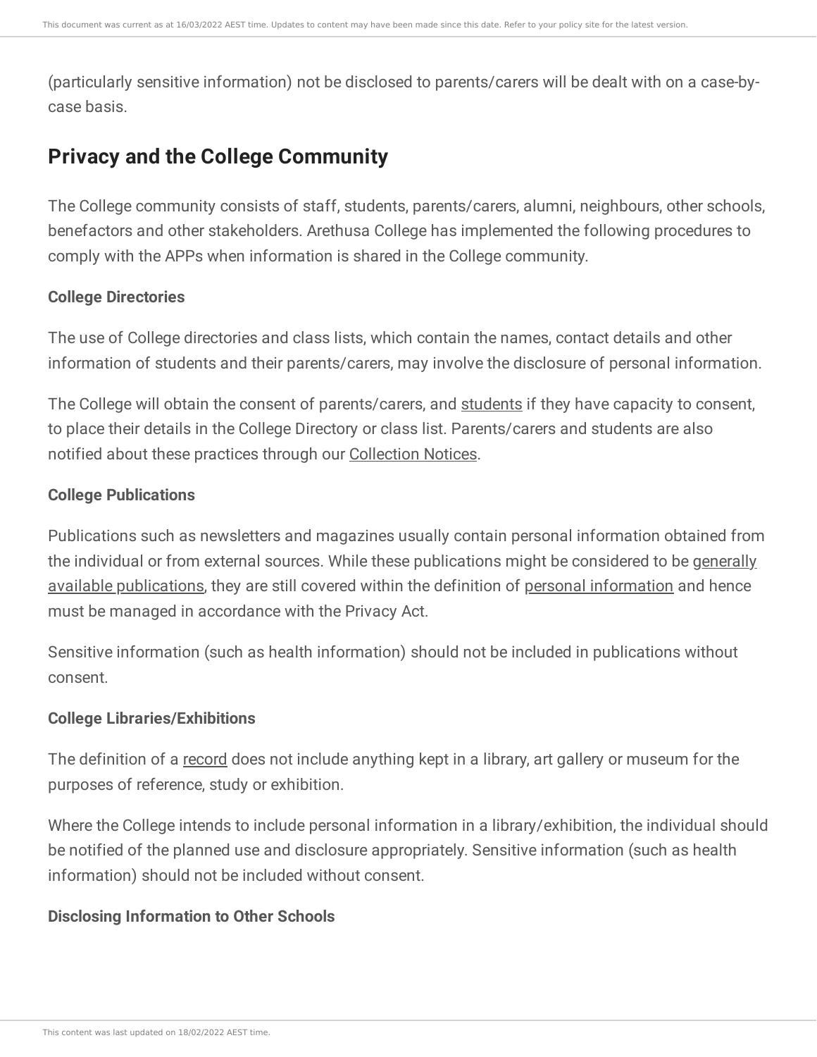(particularly sensitive information) not be disclosed to parents/carers will be dealt with on a case-by-case basis.

## Privacy and the College Community

The College community consists of staff, students, parents/carers, alumni, neighbours, other schools, benefactors and other stakeholders. Arethusa College has implemented the following procedures to comply with the APPs when information is shared in the College community.

### College Directories

The use of College directories and class lists, which contain the names, contact details and other information of students and their parents/carers, may involve the disclosure of personal information.

The College will obtain the consent of parents/carers, and students if they have capacity to consent, to place their details in the College Directory or class list. Parents/carers and students are also notified about these practices through our Collection Notices.

### College Publications

Publications such as newsletters and magazines usually contain personal information obtained from the individual or from external sources. While these publications might be considered to be generally available publications, they are still covered within the definition of personal information and hence must be managed in accordance with the Privacy Act.

Sensitive information (such as health information) should not be included in publications without consent.

### College Libraries/Exhibitions

The definition of a record does not include anything kept in a library, art gallery or museum for the purposes of reference, study or exhibition.

Where the College intends to include personal information in a library/exhibition, the individual should be notified of the planned use and disclosure appropriately. Sensitive information (such as health information) should not be included without consent.

### Disclosing Information to Other Schools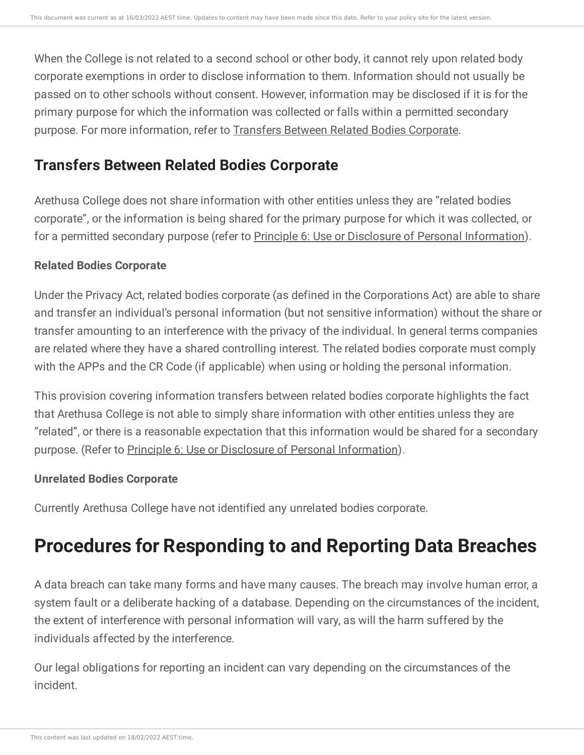When the College is not related to a second school or other body, it cannot rely upon related body corporate exemptions in order to disclose information to them. Information should not usually be passed on to other schools without consent. However, information may be disclosed if it is for the primary purpose for which the information was collected or falls within a permitted secondary purpose. For more information, refer to Transfers Between Related Bodies Corporate.

## Transfers Between Related Bodies Corporate

Arethusa College does not share information with other entities unless they are "related bodies corporate", or the information is being shared for the primary purpose for which it was collected, or for a permitted secondary purpose (refer to Principle 6: Use or Disclosure of Personal Information).

### Related Bodies Corporate

Under the Privacy Act, related bodies corporate (as defined in the Corporations Act) are able to share and transfer an individual's personal information (but not sensitive information) without the share or transfer amounting to an interference with the privacy of the individual. In general terms companies are related where they have a shared controlling interest. The related bodies corporate must comply with the APPs and the CR Code (if applicable) when using or holding the personal information.

This provision covering information transfers between related bodies corporate highlights the fact that Arethusa College is not able to simply share information with other entities unless they are "related", or there is a reasonable expectation that this information would be shared for a secondary purpose. (Refer to Principle 6: Use or Disclosure of Personal Information).

### Unrelated Bodies Corporate

Currently Arethusa College have not identified any unrelated bodies corporate.

# Procedures for Responding to and Reporting Data Breaches

A data breach can take many forms and have many causes. The breach may involve human error, a system fault or a deliberate hacking of a database. Depending on the circumstances of the incident, the extent of interference with personal information will vary, as will the harm suffered by the individuals affected by the interference.

Our legal obligations for reporting an incident can vary depending on the circumstances of the incident.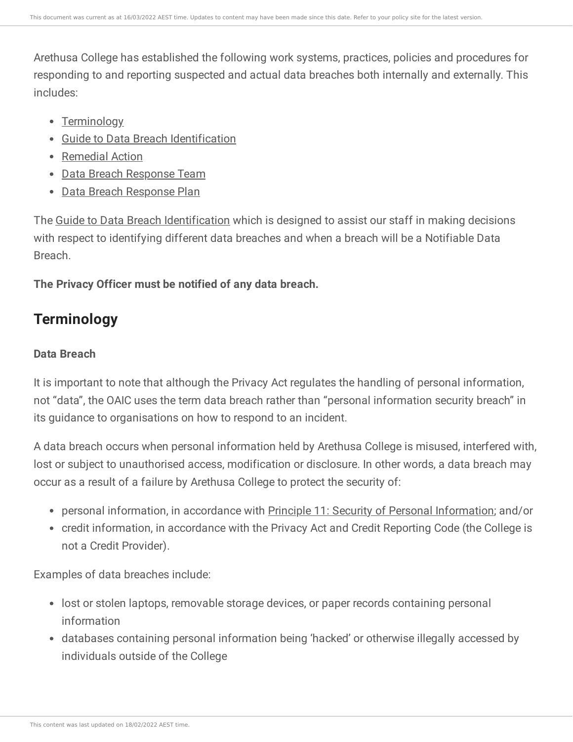Arethusa College has established the following work systems, practices, policies and procedures for responding to and reporting suspected and actual data breaches both internally and externally. This includes:

- Terminology
- Guide to Data Breach Identification
- Remedial Action
- Data Breach Response Team
- Data Breach Response Plan

The Guide to Data Breach Identification which is designed to assist our staff in making decisions with respect to identifying different data breaches and when a breach will be a Notifiable Data Breach.

**The Privacy Officer must be notified of any data breach.**

## Terminology

**Data Breach**

It is important to note that although the Privacy Act regulates the handling of personal information, not "data", the OAIC uses the term data breach rather than "personal information security breach" in its guidance to organisations on how to respond to an incident.

A data breach occurs when personal information held by Arethusa College is misused, interfered with, lost or subject to unauthorised access, modification or disclosure. In other words, a data breach may occur as a result of a failure by Arethusa College to protect the security of:

- personal information, in accordance with Principle 11: Security of Personal Information; and/or
- credit information, in accordance with the Privacy Act and Credit Reporting Code (the College is not a Credit Provider).

Examples of data breaches include:

- lost or stolen laptops, removable storage devices, or paper records containing personal information
- databases containing personal information being 'hacked' or otherwise illegally accessed by individuals outside of the College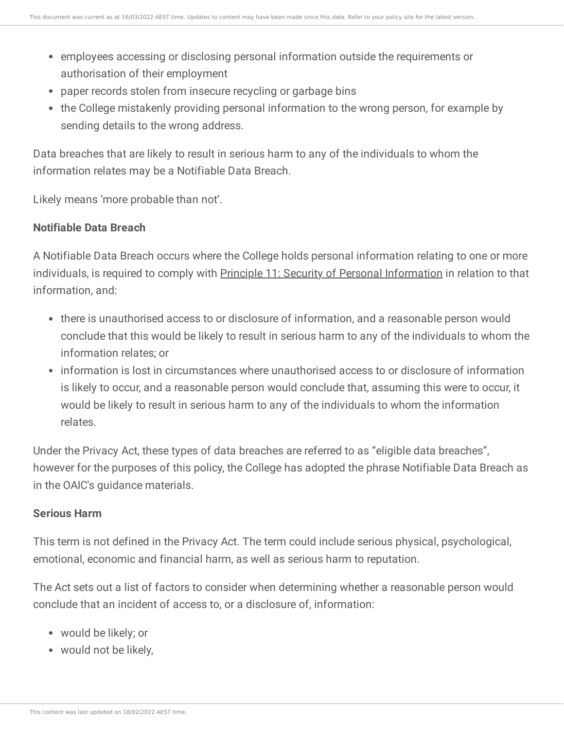- employees accessing or disclosing personal information outside the requirements or authorisation of their employment
- paper records stolen from insecure recycling or garbage bins
- the College mistakenly providing personal information to the wrong person, for example by sending details to the wrong address.

Data breaches that are likely to result in serious harm to any of the individuals to whom the information relates may be a Notifiable Data Breach.

Likely means 'more probable than not'.

**Notifiable Data Breach**

A Notifiable Data Breach occurs where the College holds personal information relating to one or more individuals, is required to comply with Principle 11: Security of Personal Information in relation to that information, and:

- there is unauthorised access to or disclosure of information, and a reasonable person would conclude that this would be likely to result in serious harm to any of the individuals to whom the information relates; or
- information is lost in circumstances where unauthorised access to or disclosure of information is likely to occur, and a reasonable person would conclude that, assuming this were to occur, it would be likely to result in serious harm to any of the individuals to whom the information relates.

Under the Privacy Act, these types of data breaches are referred to as "eligible data breaches", however for the purposes of this policy, the College has adopted the phrase Notifiable Data Breach as in the OAIC's guidance materials.

**Serious Harm**

This term is not defined in the Privacy Act. The term could include serious physical, psychological, emotional, economic and financial harm, as well as serious harm to reputation.

The Act sets out a list of factors to consider when determining whether a reasonable person would conclude that an incident of access to, or a disclosure of, information:

- would be likely; or
- would not be likely,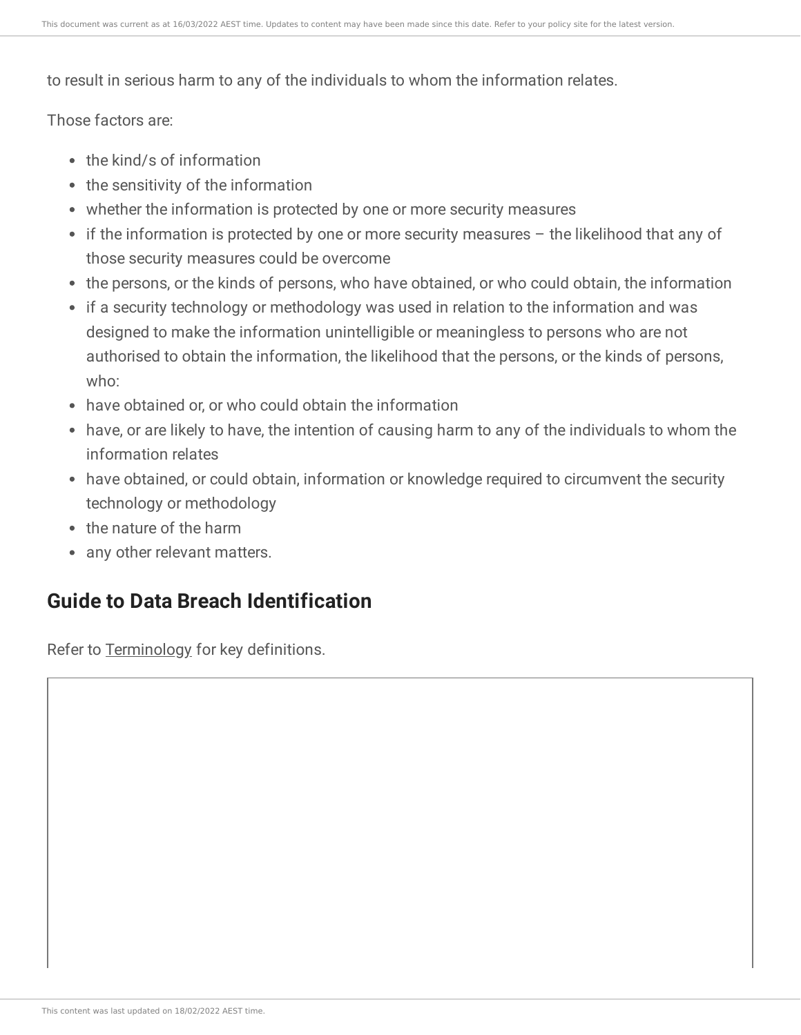to result in serious harm to any of the individuals to whom the information relates.

Those factors are:

- the kind/s of information
- the sensitivity of the information
- whether the information is protected by one or more security measures
- if the information is protected by one or more security measures – the likelihood that any of those security measures could be overcome
- the persons, or the kinds of persons, who have obtained, or who could obtain, the information
- if a security technology or methodology was used in relation to the information and was designed to make the information unintelligible or meaningless to persons who are not authorised to obtain the information, the likelihood that the persons, or the kinds of persons, who:
- have obtained or, or who could obtain the information
- have, or are likely to have, the intention of causing harm to any of the individuals to whom the information relates
- have obtained, or could obtain, information or knowledge required to circumvent the security technology or methodology
- the nature of the harm
- any other relevant matters.

## Guide to Data Breach Identification

Refer to Terminology for key definitions.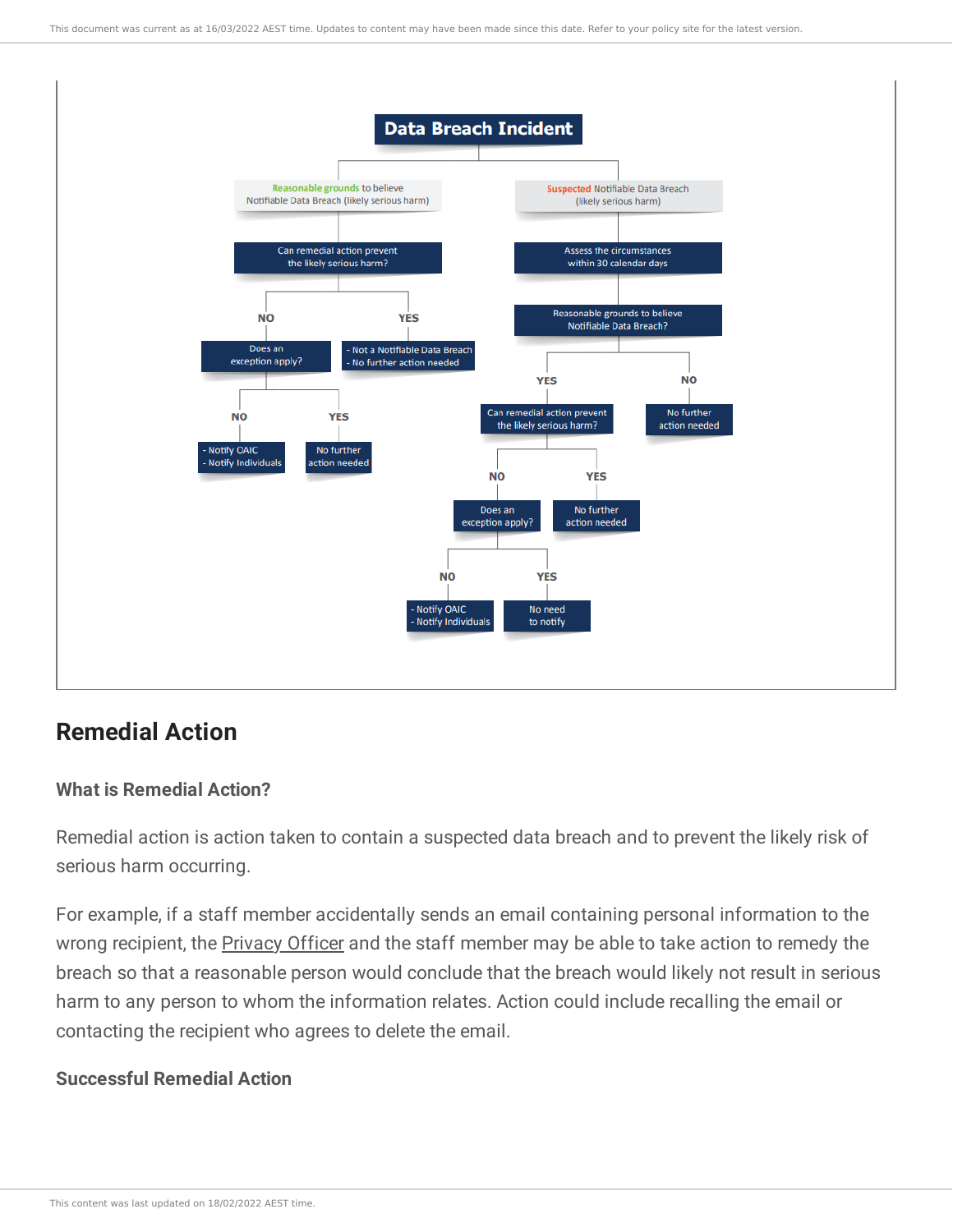**Data Breach Incident**

- Reasonable grounds to believe Notifiable Data Breach (likely serious harm)
  - Can remedial action prevent the likely serious harm?
    - NO
      - Does an exception apply?
        - NO
          - Notify OAIC
          - Notify Individuals
        - YES
          - No further action needed
    - YES
      - Not a Notifiable Data Breach
      - No further action needed
- Suspected Notifiable Data Breach (likely serious harm)
  - Assess the circumstances within 30 calendar days
    - Reasonable grounds to believe Notifiable Data Breach?
      - YES
        - Can remedial action prevent the likely serious harm?
          - NO
            - Does an exception apply?
              - NO
                - Notify OAIC
                - Notify Individuals
              - YES
                - No need to notify
          - YES
            - No further action needed
      - NO
        - No further action needed

## Remedial Action

### What is Remedial Action?

Remedial action is action taken to contain a suspected data breach and to prevent the likely risk of serious harm occurring.

For example, if a staff member accidentally sends an email containing personal information to the wrong recipient, the Privacy Officer and the staff member may be able to take action to remedy the breach so that a reasonable person would conclude that the breach would likely not result in serious harm to any person to whom the information relates. Action could include recalling the email or contacting the recipient who agrees to delete the email.

### Successful Remedial Action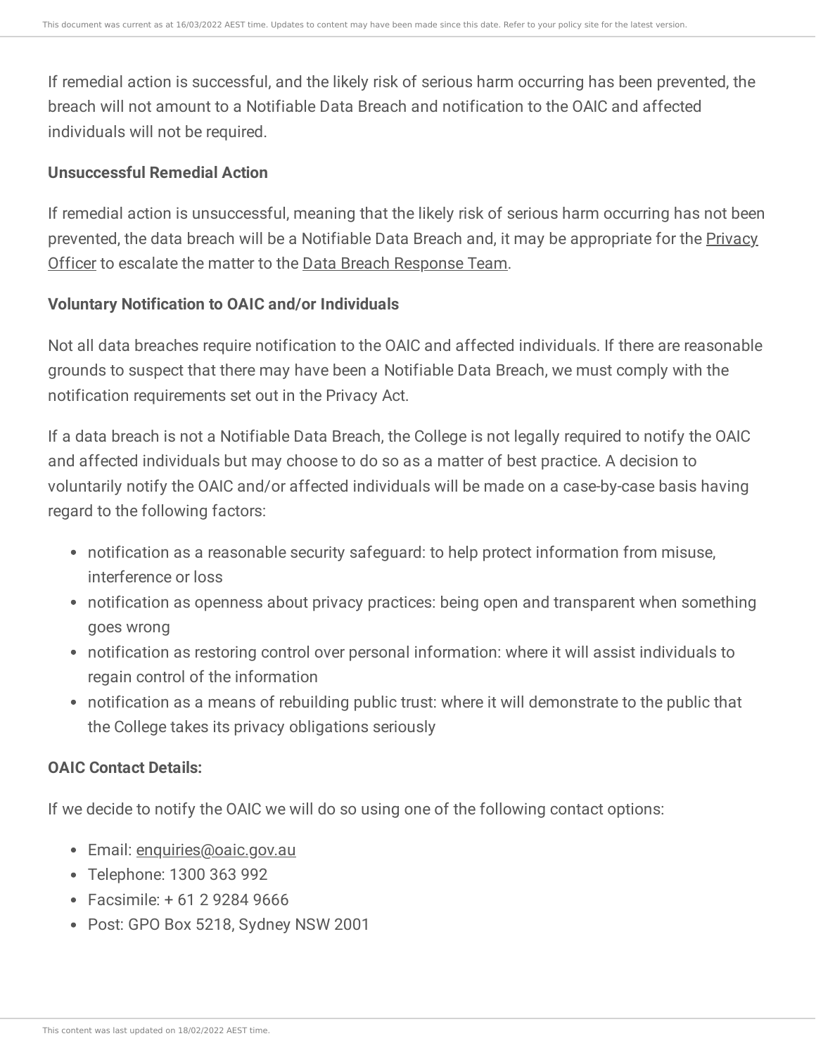If remedial action is successful, and the likely risk of serious harm occurring has been prevented, the breach will not amount to a Notifiable Data Breach and notification to the OAIC and affected individuals will not be required.

**Unsuccessful Remedial Action**

If remedial action is unsuccessful, meaning that the likely risk of serious harm occurring has not been prevented, the data breach will be a Notifiable Data Breach and, it may be appropriate for the Privacy Officer to escalate the matter to the Data Breach Response Team.

**Voluntary Notification to OAIC and/or Individuals**

Not all data breaches require notification to the OAIC and affected individuals. If there are reasonable grounds to suspect that there may have been a Notifiable Data Breach, we must comply with the notification requirements set out in the Privacy Act.

If a data breach is not a Notifiable Data Breach, the College is not legally required to notify the OAIC and affected individuals but may choose to do so as a matter of best practice. A decision to voluntarily notify the OAIC and/or affected individuals will be made on a case-by-case basis having regard to the following factors:

- notification as a reasonable security safeguard: to help protect information from misuse, interference or loss
- notification as openness about privacy practices: being open and transparent when something goes wrong
- notification as restoring control over personal information: where it will assist individuals to regain control of the information
- notification as a means of rebuilding public trust: where it will demonstrate to the public that the College takes its privacy obligations seriously

**OAIC Contact Details:**

If we decide to notify the OAIC we will do so using one of the following contact options:

- Email: enquiries@oaic.gov.au
- Telephone: 1300 363 992
- Facsimile: + 61 2 9284 9666
- Post: GPO Box 5218, Sydney NSW 2001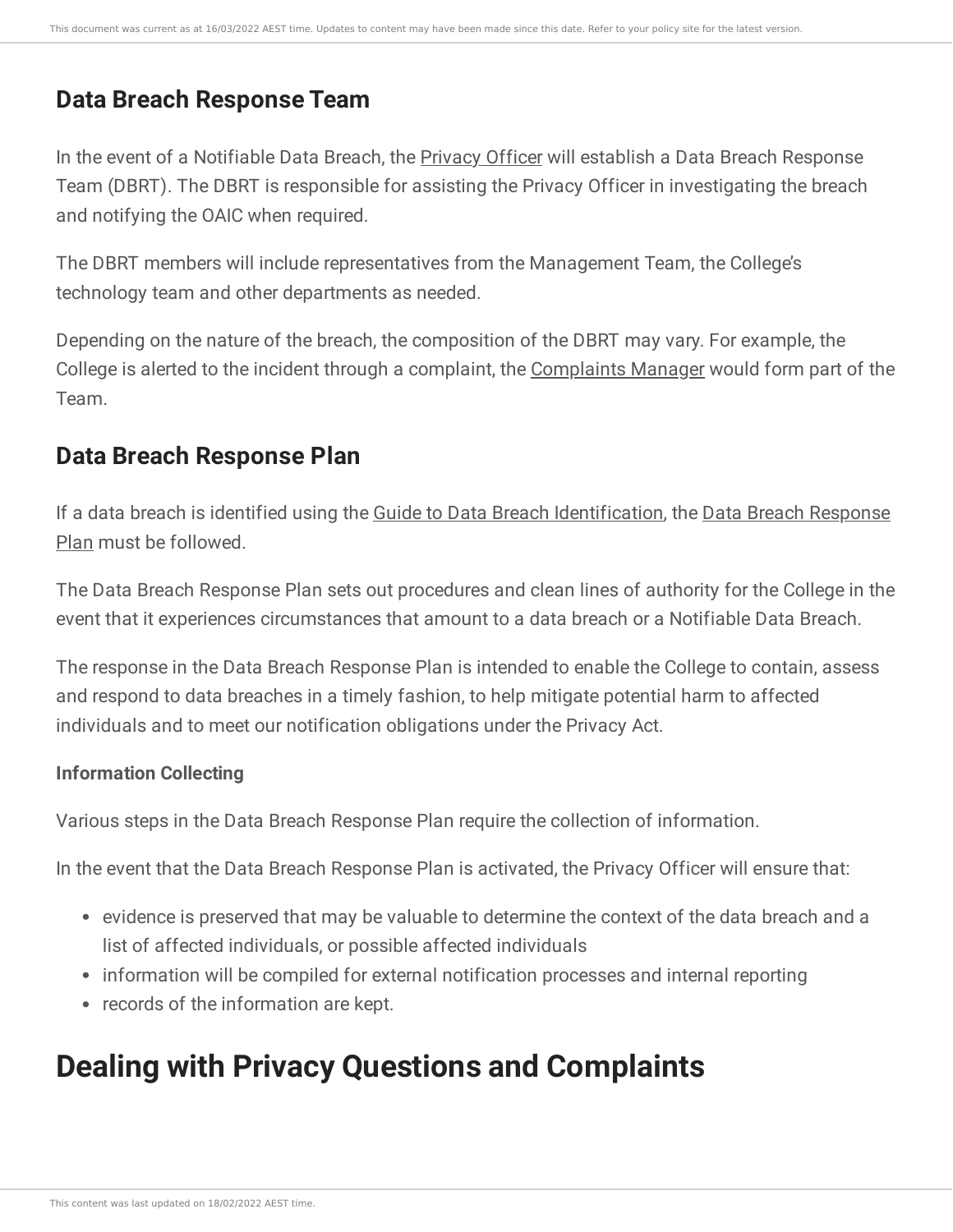## Data Breach Response Team

In the event of a Notifiable Data Breach, the Privacy Officer will establish a Data Breach Response Team (DBRT). The DBRT is responsible for assisting the Privacy Officer in investigating the breach and notifying the OAIC when required.

The DBRT members will include representatives from the Management Team, the College's technology team and other departments as needed.

Depending on the nature of the breach, the composition of the DBRT may vary. For example, the College is alerted to the incident through a complaint, the Complaints Manager would form part of the Team.

## Data Breach Response Plan

If a data breach is identified using the Guide to Data Breach Identification, the Data Breach Response Plan must be followed.

The Data Breach Response Plan sets out procedures and clean lines of authority for the College in the event that it experiences circumstances that amount to a data breach or a Notifiable Data Breach.

The response in the Data Breach Response Plan is intended to enable the College to contain, assess and respond to data breaches in a timely fashion, to help mitigate potential harm to affected individuals and to meet our notification obligations under the Privacy Act.

#### Information Collecting

Various steps in the Data Breach Response Plan require the collection of information.

In the event that the Data Breach Response Plan is activated, the Privacy Officer will ensure that:

- evidence is preserved that may be valuable to determine the context of the data breach and a list of affected individuals, or possible affected individuals
- information will be compiled for external notification processes and internal reporting
- records of the information are kept.

# Dealing with Privacy Questions and Complaints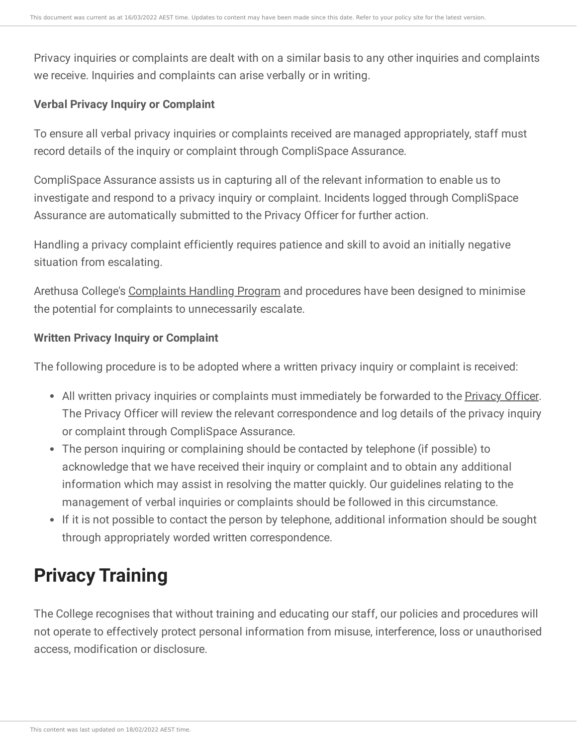Privacy inquiries or complaints are dealt with on a similar basis to any other inquiries and complaints we receive. Inquiries and complaints can arise verbally or in writing.

**Verbal Privacy Inquiry or Complaint**

To ensure all verbal privacy inquiries or complaints received are managed appropriately, staff must record details of the inquiry or complaint through CompliSpace Assurance.

CompliSpace Assurance assists us in capturing all of the relevant information to enable us to investigate and respond to a privacy inquiry or complaint. Incidents logged through CompliSpace Assurance are automatically submitted to the Privacy Officer for further action.

Handling a privacy complaint efficiently requires patience and skill to avoid an initially negative situation from escalating.

Arethusa College's Complaints Handling Program and procedures have been designed to minimise the potential for complaints to unnecessarily escalate.

**Written Privacy Inquiry or Complaint**

The following procedure is to be adopted where a written privacy inquiry or complaint is received:

- All written privacy inquiries or complaints must immediately be forwarded to the Privacy Officer. The Privacy Officer will review the relevant correspondence and log details of the privacy inquiry or complaint through CompliSpace Assurance.
- The person inquiring or complaining should be contacted by telephone (if possible) to acknowledge that we have received their inquiry or complaint and to obtain any additional information which may assist in resolving the matter quickly. Our guidelines relating to the management of verbal inquiries or complaints should be followed in this circumstance.
- If it is not possible to contact the person by telephone, additional information should be sought through appropriately worded written correspondence.

# Privacy Training

The College recognises that without training and educating our staff, our policies and procedures will not operate to effectively protect personal information from misuse, interference, loss or unauthorised access, modification or disclosure.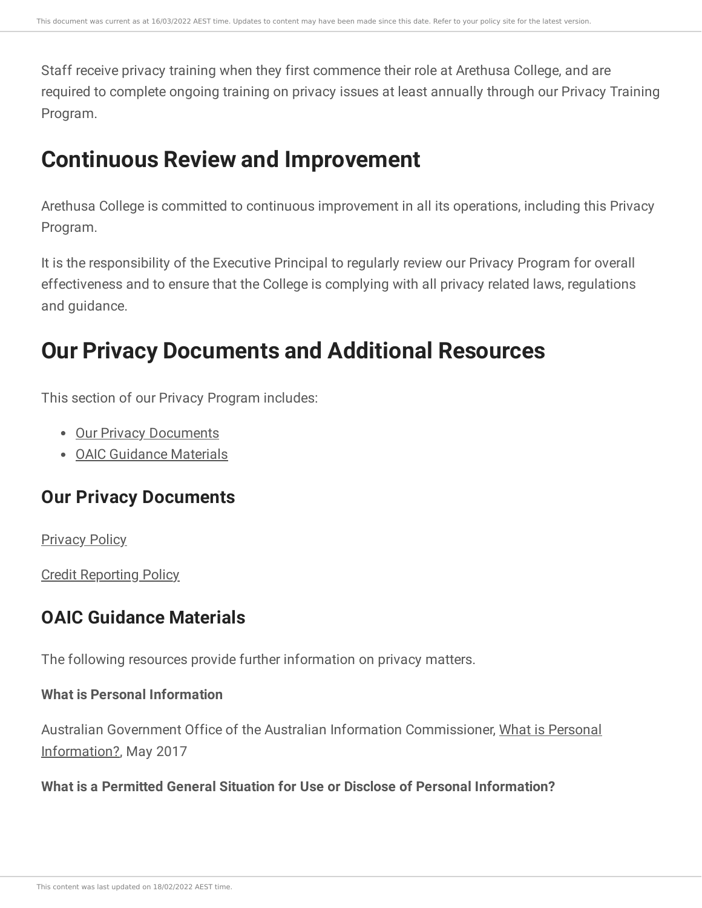Staff receive privacy training when they first commence their role at Arethusa College, and are required to complete ongoing training on privacy issues at least annually through our Privacy Training Program.

# Continuous Review and Improvement

Arethusa College is committed to continuous improvement in all its operations, including this Privacy Program.

It is the responsibility of the Executive Principal to regularly review our Privacy Program for overall effectiveness and to ensure that the College is complying with all privacy related laws, regulations and guidance.

# Our Privacy Documents and Additional Resources

This section of our Privacy Program includes:

- Our Privacy Documents
- OAIC Guidance Materials

## Our Privacy Documents

Privacy Policy

Credit Reporting Policy

## OAIC Guidance Materials

The following resources provide further information on privacy matters.

**What is Personal Information**

Australian Government Office of the Australian Information Commissioner, What is Personal Information?, May 2017

**What is a Permitted General Situation for Use or Disclose of Personal Information?**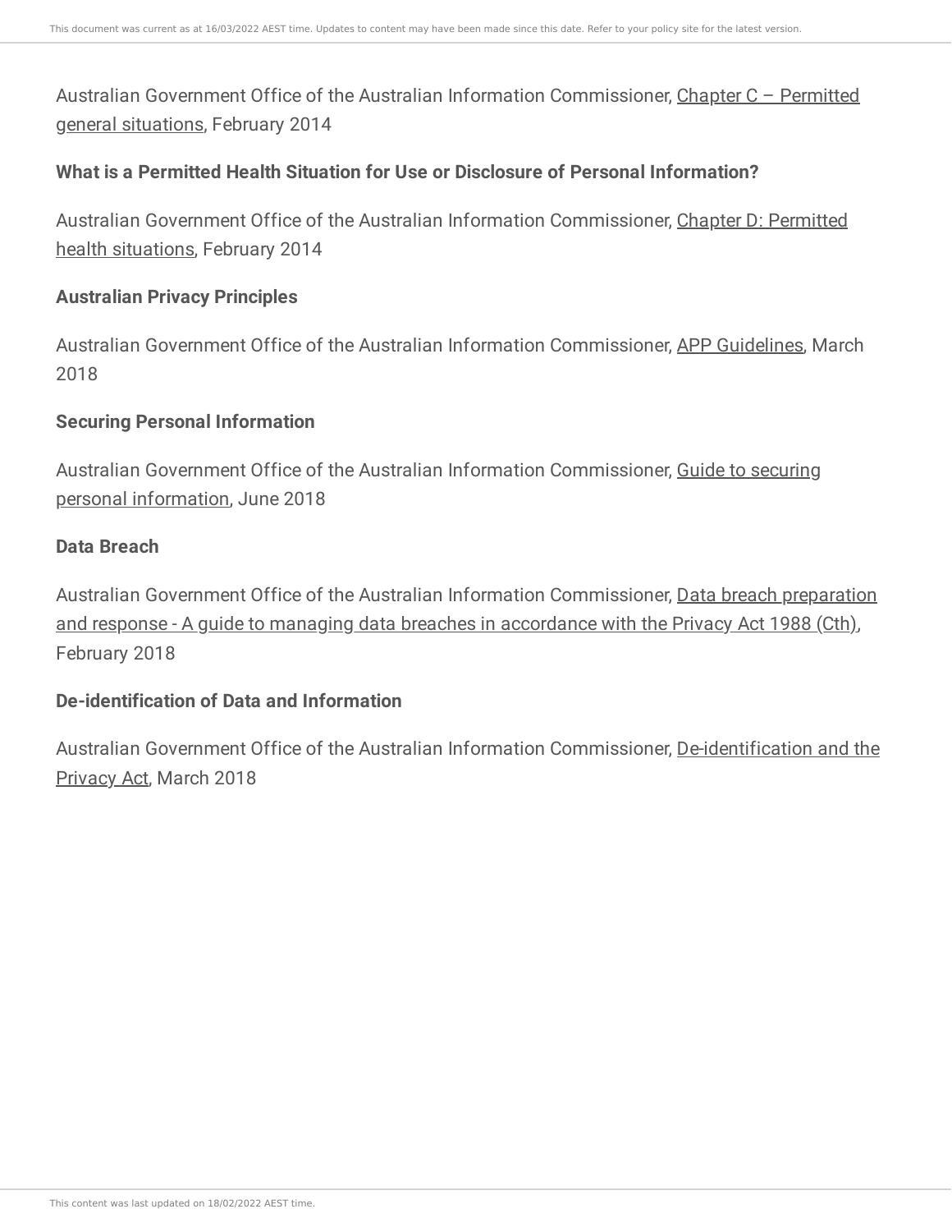Australian Government Office of the Australian Information Commissioner, Chapter C – Permitted general situations, February 2014

### What is a Permitted Health Situation for Use or Disclosure of Personal Information?

Australian Government Office of the Australian Information Commissioner, Chapter D: Permitted health situations, February 2014

### Australian Privacy Principles

Australian Government Office of the Australian Information Commissioner, APP Guidelines, March 2018

### Securing Personal Information

Australian Government Office of the Australian Information Commissioner, Guide to securing personal information, June 2018

### Data Breach

Australian Government Office of the Australian Information Commissioner, Data breach preparation and response - A guide to managing data breaches in accordance with the Privacy Act 1988 (Cth), February 2018

### De-identification of Data and Information

Australian Government Office of the Australian Information Commissioner, De-identification and the Privacy Act, March 2018